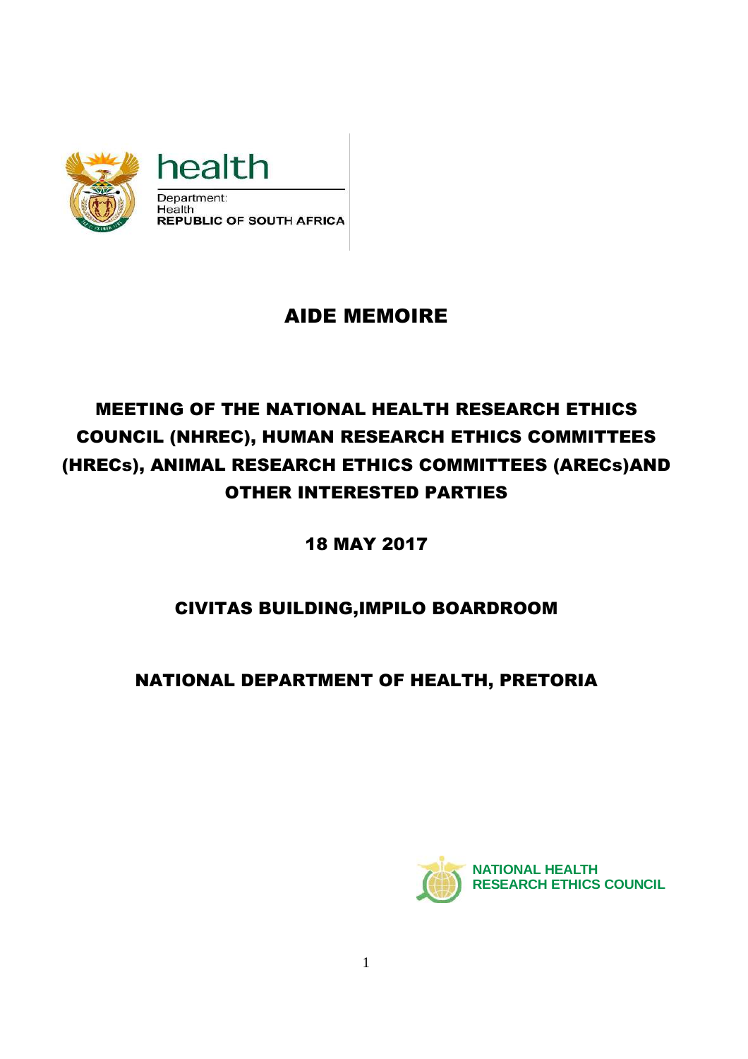health

Department:
Health
**REPUBLIC OF SOUTH AFRICA**

# AIDE MEMOIRE

## MEETING OF THE NATIONAL HEALTH RESEARCH ETHICS COUNCIL (NHREC), HUMAN RESEARCH ETHICS COMMITTEES (HRECs), ANIMAL RESEARCH ETHICS COMMITTEES (ARECs)AND OTHER INTERESTED PARTIES

## 18 MAY 2017

## CIVITAS BUILDING,IMPILO BOARDROOM

## NATIONAL DEPARTMENT OF HEALTH, PRETORIA

**NATIONAL HEALTH RESEARCH ETHICS COUNCIL**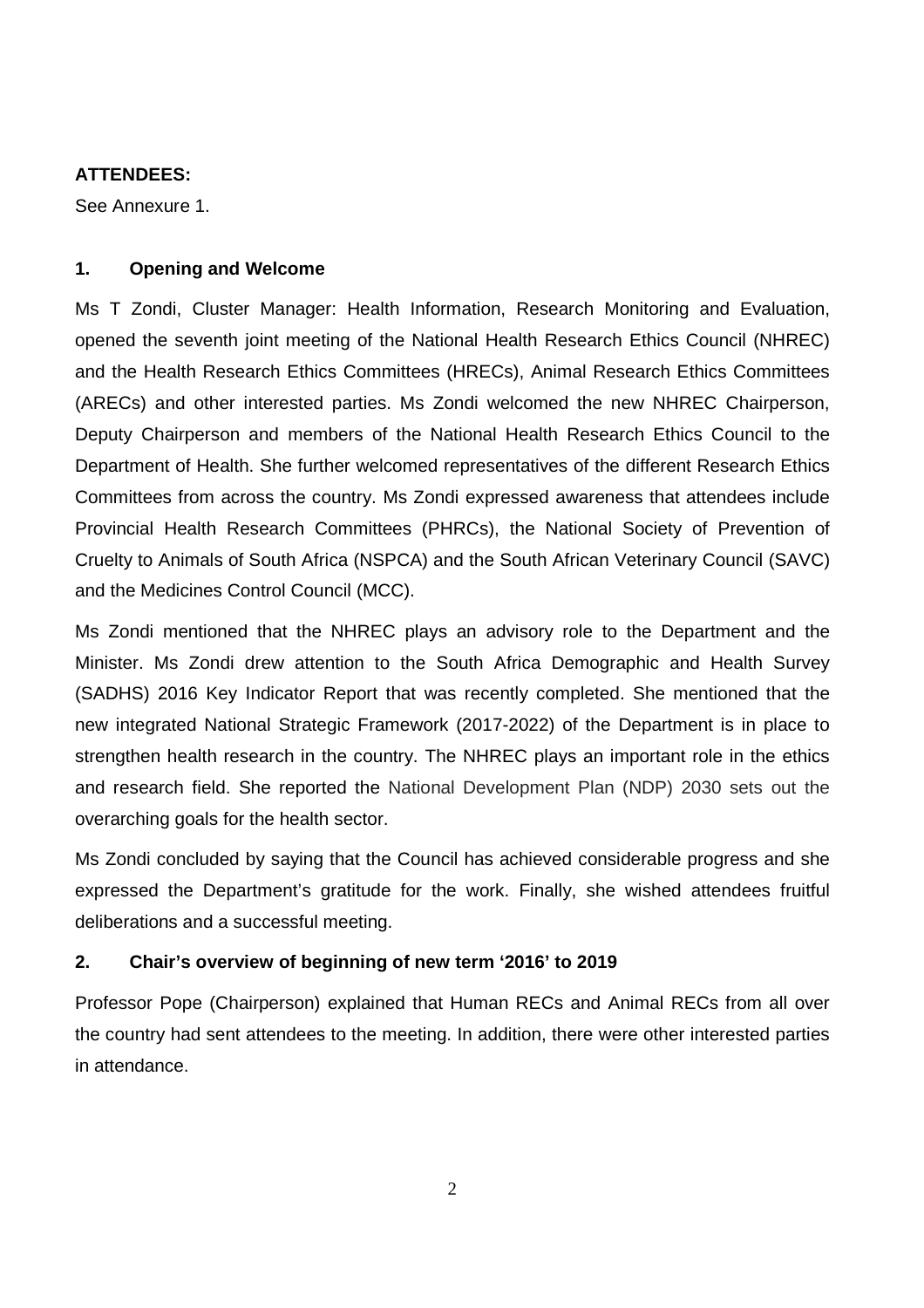**ATTENDEES:**

See Annexure 1.

## 1. Opening and Welcome

Ms T Zondi, Cluster Manager: Health Information, Research Monitoring and Evaluation, opened the seventh joint meeting of the National Health Research Ethics Council (NHREC) and the Health Research Ethics Committees (HRECs), Animal Research Ethics Committees (ARECs) and other interested parties. Ms Zondi welcomed the new NHREC Chairperson, Deputy Chairperson and members of the National Health Research Ethics Council to the Department of Health. She further welcomed representatives of the different Research Ethics Committees from across the country. Ms Zondi expressed awareness that attendees include Provincial Health Research Committees (PHRCs), the National Society of Prevention of Cruelty to Animals of South Africa (NSPCA) and the South African Veterinary Council (SAVC) and the Medicines Control Council (MCC).

Ms Zondi mentioned that the NHREC plays an advisory role to the Department and the Minister. Ms Zondi drew attention to the South Africa Demographic and Health Survey (SADHS) 2016 Key Indicator Report that was recently completed. She mentioned that the new integrated National Strategic Framework (2017-2022) of the Department is in place to strengthen health research in the country. The NHREC plays an important role in the ethics and research field. She reported the National Development Plan (NDP) 2030 sets out the overarching goals for the health sector.

Ms Zondi concluded by saying that the Council has achieved considerable progress and she expressed the Department's gratitude for the work. Finally, she wished attendees fruitful deliberations and a successful meeting.

## 2. Chair's overview of beginning of new term '2016' to 2019

Professor Pope (Chairperson) explained that Human RECs and Animal RECs from all over the country had sent attendees to the meeting. In addition, there were other interested parties in attendance.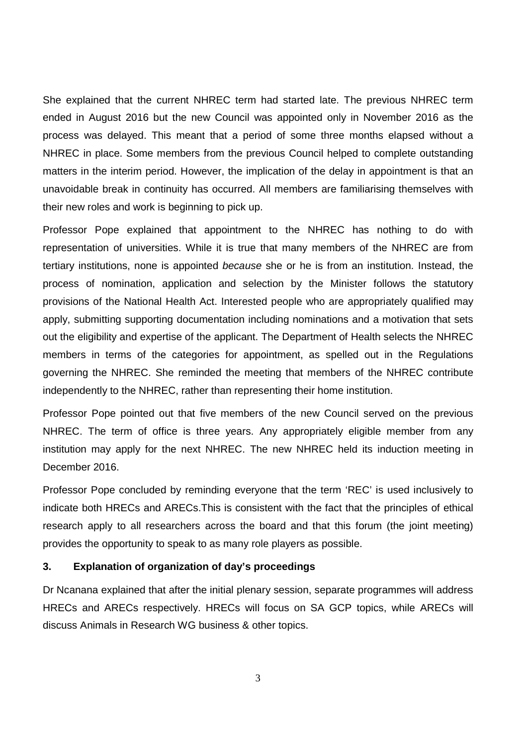She explained that the current NHREC term had started late. The previous NHREC term ended in August 2016 but the new Council was appointed only in November 2016 as the process was delayed. This meant that a period of some three months elapsed without a NHREC in place. Some members from the previous Council helped to complete outstanding matters in the interim period. However, the implication of the delay in appointment is that an unavoidable break in continuity has occurred. All members are familiarising themselves with their new roles and work is beginning to pick up.

Professor Pope explained that appointment to the NHREC has nothing to do with representation of universities. While it is true that many members of the NHREC are from tertiary institutions, none is appointed *because* she or he is from an institution. Instead, the process of nomination, application and selection by the Minister follows the statutory provisions of the National Health Act. Interested people who are appropriately qualified may apply, submitting supporting documentation including nominations and a motivation that sets out the eligibility and expertise of the applicant. The Department of Health selects the NHREC members in terms of the categories for appointment, as spelled out in the Regulations governing the NHREC. She reminded the meeting that members of the NHREC contribute independently to the NHREC, rather than representing their home institution.

Professor Pope pointed out that five members of the new Council served on the previous NHREC. The term of office is three years. Any appropriately eligible member from any institution may apply for the next NHREC. The new NHREC held its induction meeting in December 2016.

Professor Pope concluded by reminding everyone that the term 'REC' is used inclusively to indicate both HRECs and ARECs.This is consistent with the fact that the principles of ethical research apply to all researchers across the board and that this forum (the joint meeting) provides the opportunity to speak to as many role players as possible.

### 3. Explanation of organization of day's proceedings

Dr Ncanana explained that after the initial plenary session, separate programmes will address HRECs and ARECs respectively. HRECs will focus on SA GCP topics, while ARECs will discuss Animals in Research WG business & other topics.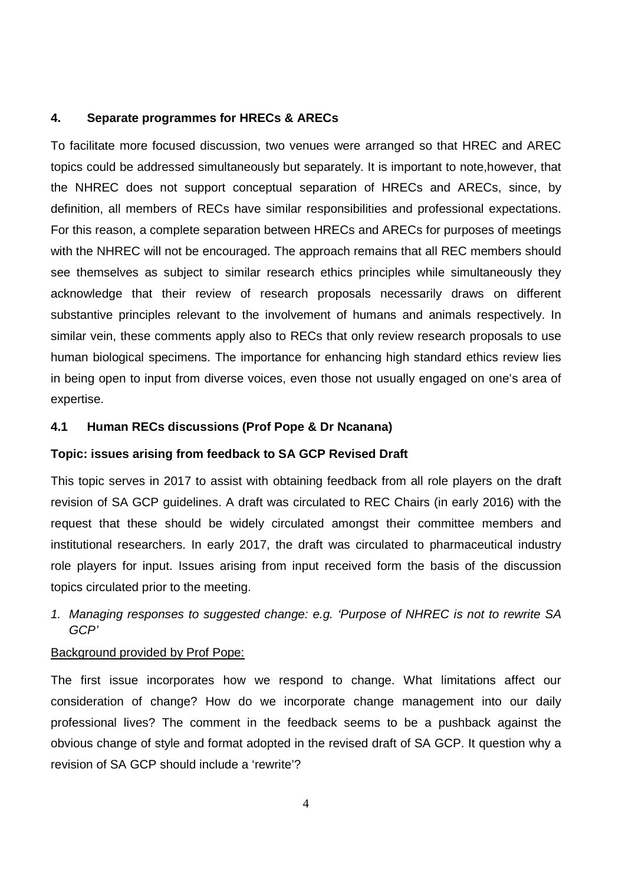## 4. Separate programmes for HRECs & ARECs

To facilitate more focused discussion, two venues were arranged so that HREC and AREC topics could be addressed simultaneously but separately. It is important to note,however, that the NHREC does not support conceptual separation of HRECs and ARECs, since, by definition, all members of RECs have similar responsibilities and professional expectations. For this reason, a complete separation between HRECs and ARECs for purposes of meetings with the NHREC will not be encouraged. The approach remains that all REC members should see themselves as subject to similar research ethics principles while simultaneously they acknowledge that their review of research proposals necessarily draws on different substantive principles relevant to the involvement of humans and animals respectively. In similar vein, these comments apply also to RECs that only review research proposals to use human biological specimens. The importance for enhancing high standard ethics review lies in being open to input from diverse voices, even those not usually engaged on one's area of expertise.

### 4.1 Human RECs discussions (Prof Pope & Dr Ncanana)

**Topic: issues arising from feedback to SA GCP Revised Draft**

This topic serves in 2017 to assist with obtaining feedback from all role players on the draft revision of SA GCP guidelines. A draft was circulated to REC Chairs (in early 2016) with the request that these should be widely circulated amongst their committee members and institutional researchers. In early 2017, the draft was circulated to pharmaceutical industry role players for input. Issues arising from input received form the basis of the discussion topics circulated prior to the meeting.

1. *Managing responses to suggested change: e.g. 'Purpose of NHREC is not to rewrite SA GCP'*

<u>Background provided by Prof Pope:</u>

The first issue incorporates how we respond to change. What limitations affect our consideration of change? How do we incorporate change management into our daily professional lives? The comment in the feedback seems to be a pushback against the obvious change of style and format adopted in the revised draft of SA GCP. It question why a revision of SA GCP should include a 'rewrite'?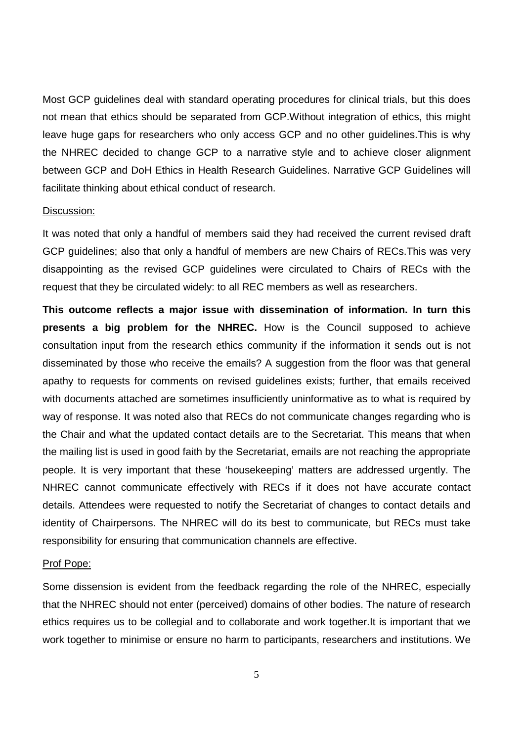Most GCP guidelines deal with standard operating procedures for clinical trials, but this does not mean that ethics should be separated from GCP.Without integration of ethics, this might leave huge gaps for researchers who only access GCP and no other guidelines.This is why the NHREC decided to change GCP to a narrative style and to achieve closer alignment between GCP and DoH Ethics in Health Research Guidelines. Narrative GCP Guidelines will facilitate thinking about ethical conduct of research.

<u>Discussion:</u>

It was noted that only a handful of members said they had received the current revised draft GCP guidelines; also that only a handful of members are new Chairs of RECs.This was very disappointing as the revised GCP guidelines were circulated to Chairs of RECs with the request that they be circulated widely: to all REC members as well as researchers.

**This outcome reflects a major issue with dissemination of information. In turn this presents a big problem for the NHREC.** How is the Council supposed to achieve consultation input from the research ethics community if the information it sends out is not disseminated by those who receive the emails? A suggestion from the floor was that general apathy to requests for comments on revised guidelines exists; further, that emails received with documents attached are sometimes insufficiently uninformative as to what is required by way of response. It was noted also that RECs do not communicate changes regarding who is the Chair and what the updated contact details are to the Secretariat. This means that when the mailing list is used in good faith by the Secretariat, emails are not reaching the appropriate people. It is very important that these 'housekeeping' matters are addressed urgently. The NHREC cannot communicate effectively with RECs if it does not have accurate contact details. Attendees were requested to notify the Secretariat of changes to contact details and identity of Chairpersons. The NHREC will do its best to communicate, but RECs must take responsibility for ensuring that communication channels are effective.

<u>Prof Pope:</u>

Some dissension is evident from the feedback regarding the role of the NHREC, especially that the NHREC should not enter (perceived) domains of other bodies. The nature of research ethics requires us to be collegial and to collaborate and work together.It is important that we work together to minimise or ensure no harm to participants, researchers and institutions. We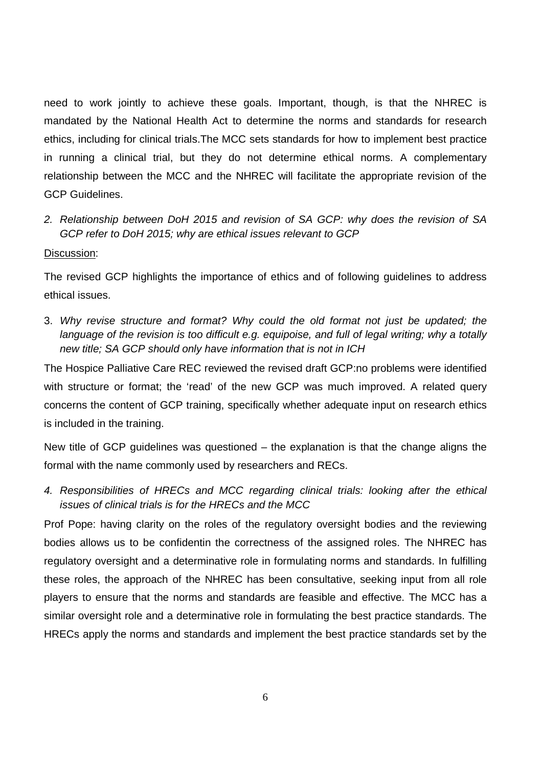need to work jointly to achieve these goals. Important, though, is that the NHREC is mandated by the National Health Act to determine the norms and standards for research ethics, including for clinical trials.The MCC sets standards for how to implement best practice in running a clinical trial, but they do not determine ethical norms. A complementary relationship between the MCC and the NHREC will facilitate the appropriate revision of the GCP Guidelines.

2. *Relationship between DoH 2015 and revision of SA GCP: why does the revision of SA GCP refer to DoH 2015; why are ethical issues relevant to GCP*

<u>Discussion</u>:

The revised GCP highlights the importance of ethics and of following guidelines to address ethical issues.

3. *Why revise structure and format? Why could the old format not just be updated; the language of the revision is too difficult e.g. equipoise, and full of legal writing; why a totally new title; SA GCP should only have information that is not in ICH*

The Hospice Palliative Care REC reviewed the revised draft GCP:no problems were identified with structure or format; the 'read' of the new GCP was much improved. A related query concerns the content of GCP training, specifically whether adequate input on research ethics is included in the training.

New title of GCP guidelines was questioned – the explanation is that the change aligns the formal with the name commonly used by researchers and RECs.

4. *Responsibilities of HRECs and MCC regarding clinical trials: looking after the ethical issues of clinical trials is for the HRECs and the MCC*

Prof Pope: having clarity on the roles of the regulatory oversight bodies and the reviewing bodies allows us to be confidentin the correctness of the assigned roles. The NHREC has regulatory oversight and a determinative role in formulating norms and standards. In fulfilling these roles, the approach of the NHREC has been consultative, seeking input from all role players to ensure that the norms and standards are feasible and effective. The MCC has a similar oversight role and a determinative role in formulating the best practice standards. The HRECs apply the norms and standards and implement the best practice standards set by the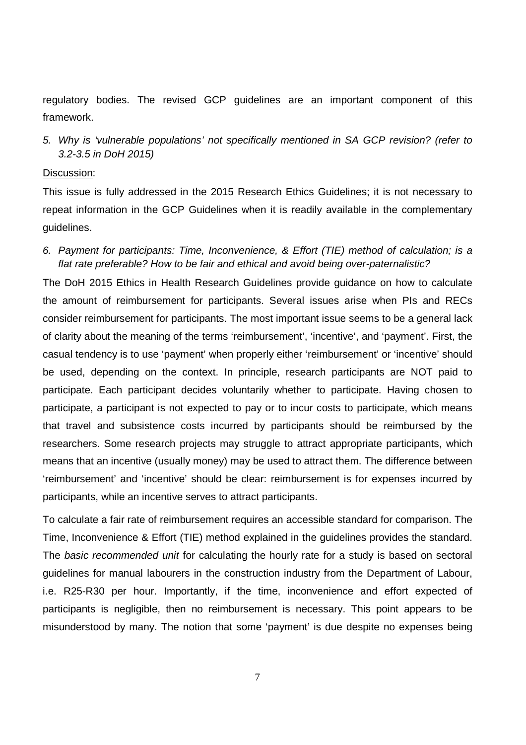regulatory bodies. The revised GCP guidelines are an important component of this framework.

5. *Why is 'vulnerable populations' not specifically mentioned in SA GCP revision? (refer to 3.2-3.5 in DoH 2015)*

Discussion:

This issue is fully addressed in the 2015 Research Ethics Guidelines; it is not necessary to repeat information in the GCP Guidelines when it is readily available in the complementary guidelines.

6. *Payment for participants: Time, Inconvenience, & Effort (TIE) method of calculation; is a flat rate preferable? How to be fair and ethical and avoid being over-paternalistic?*

The DoH 2015 Ethics in Health Research Guidelines provide guidance on how to calculate the amount of reimbursement for participants. Several issues arise when PIs and RECs consider reimbursement for participants. The most important issue seems to be a general lack of clarity about the meaning of the terms 'reimbursement', 'incentive', and 'payment'. First, the casual tendency is to use 'payment' when properly either 'reimbursement' or 'incentive' should be used, depending on the context. In principle, research participants are NOT paid to participate. Each participant decides voluntarily whether to participate. Having chosen to participate, a participant is not expected to pay or to incur costs to participate, which means that travel and subsistence costs incurred by participants should be reimbursed by the researchers. Some research projects may struggle to attract appropriate participants, which means that an incentive (usually money) may be used to attract them. The difference between 'reimbursement' and 'incentive' should be clear: reimbursement is for expenses incurred by participants, while an incentive serves to attract participants.

To calculate a fair rate of reimbursement requires an accessible standard for comparison. The Time, Inconvenience & Effort (TIE) method explained in the guidelines provides the standard. The *basic recommended unit* for calculating the hourly rate for a study is based on sectoral guidelines for manual labourers in the construction industry from the Department of Labour, i.e. R25-R30 per hour. Importantly, if the time, inconvenience and effort expected of participants is negligible, then no reimbursement is necessary. This point appears to be misunderstood by many. The notion that some 'payment' is due despite no expenses being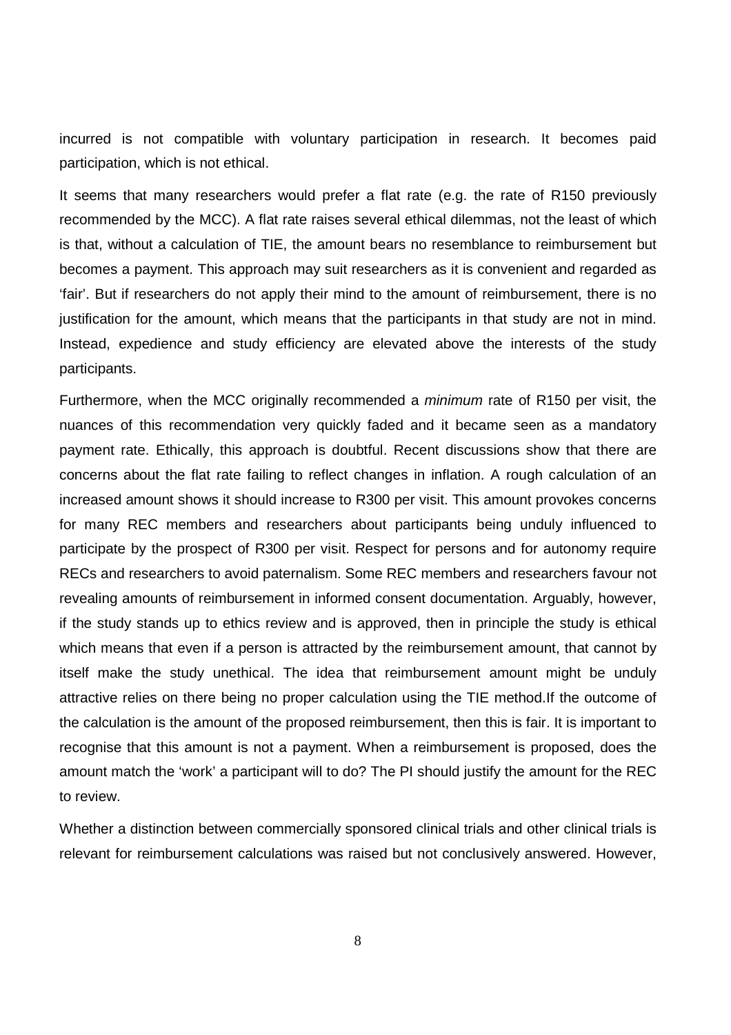incurred is not compatible with voluntary participation in research. It becomes paid participation, which is not ethical.

It seems that many researchers would prefer a flat rate (e.g. the rate of R150 previously recommended by the MCC). A flat rate raises several ethical dilemmas, not the least of which is that, without a calculation of TIE, the amount bears no resemblance to reimbursement but becomes a payment. This approach may suit researchers as it is convenient and regarded as 'fair'. But if researchers do not apply their mind to the amount of reimbursement, there is no justification for the amount, which means that the participants in that study are not in mind. Instead, expedience and study efficiency are elevated above the interests of the study participants.

Furthermore, when the MCC originally recommended a *minimum* rate of R150 per visit, the nuances of this recommendation very quickly faded and it became seen as a mandatory payment rate. Ethically, this approach is doubtful. Recent discussions show that there are concerns about the flat rate failing to reflect changes in inflation. A rough calculation of an increased amount shows it should increase to R300 per visit. This amount provokes concerns for many REC members and researchers about participants being unduly influenced to participate by the prospect of R300 per visit. Respect for persons and for autonomy require RECs and researchers to avoid paternalism. Some REC members and researchers favour not revealing amounts of reimbursement in informed consent documentation. Arguably, however, if the study stands up to ethics review and is approved, then in principle the study is ethical which means that even if a person is attracted by the reimbursement amount, that cannot by itself make the study unethical. The idea that reimbursement amount might be unduly attractive relies on there being no proper calculation using the TIE method.If the outcome of the calculation is the amount of the proposed reimbursement, then this is fair. It is important to recognise that this amount is not a payment. When a reimbursement is proposed, does the amount match the 'work' a participant will to do? The PI should justify the amount for the REC to review.

Whether a distinction between commercially sponsored clinical trials and other clinical trials is relevant for reimbursement calculations was raised but not conclusively answered. However,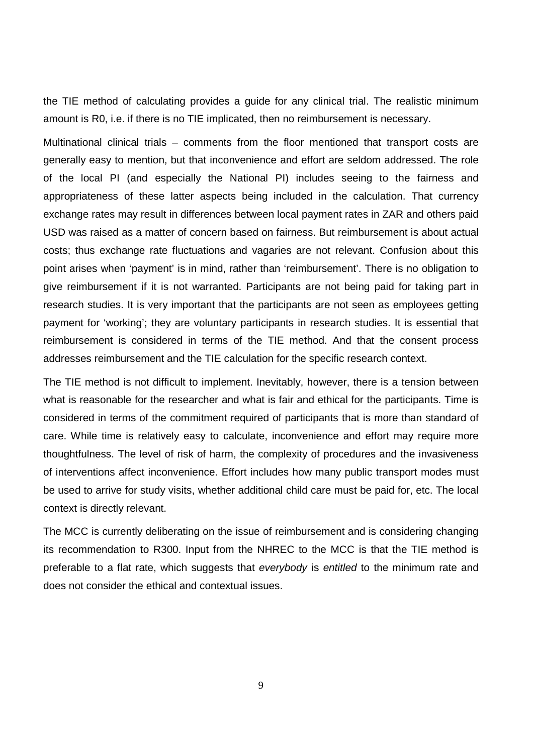the TIE method of calculating provides a guide for any clinical trial. The realistic minimum amount is R0, i.e. if there is no TIE implicated, then no reimbursement is necessary.

Multinational clinical trials – comments from the floor mentioned that transport costs are generally easy to mention, but that inconvenience and effort are seldom addressed. The role of the local PI (and especially the National PI) includes seeing to the fairness and appropriateness of these latter aspects being included in the calculation. That currency exchange rates may result in differences between local payment rates in ZAR and others paid USD was raised as a matter of concern based on fairness. But reimbursement is about actual costs; thus exchange rate fluctuations and vagaries are not relevant. Confusion about this point arises when 'payment' is in mind, rather than 'reimbursement'. There is no obligation to give reimbursement if it is not warranted. Participants are not being paid for taking part in research studies. It is very important that the participants are not seen as employees getting payment for 'working'; they are voluntary participants in research studies. It is essential that reimbursement is considered in terms of the TIE method. And that the consent process addresses reimbursement and the TIE calculation for the specific research context.

The TIE method is not difficult to implement. Inevitably, however, there is a tension between what is reasonable for the researcher and what is fair and ethical for the participants. Time is considered in terms of the commitment required of participants that is more than standard of care. While time is relatively easy to calculate, inconvenience and effort may require more thoughtfulness. The level of risk of harm, the complexity of procedures and the invasiveness of interventions affect inconvenience. Effort includes how many public transport modes must be used to arrive for study visits, whether additional child care must be paid for, etc. The local context is directly relevant.

The MCC is currently deliberating on the issue of reimbursement and is considering changing its recommendation to R300. Input from the NHREC to the MCC is that the TIE method is preferable to a flat rate, which suggests that *everybody* is *entitled* to the minimum rate and does not consider the ethical and contextual issues.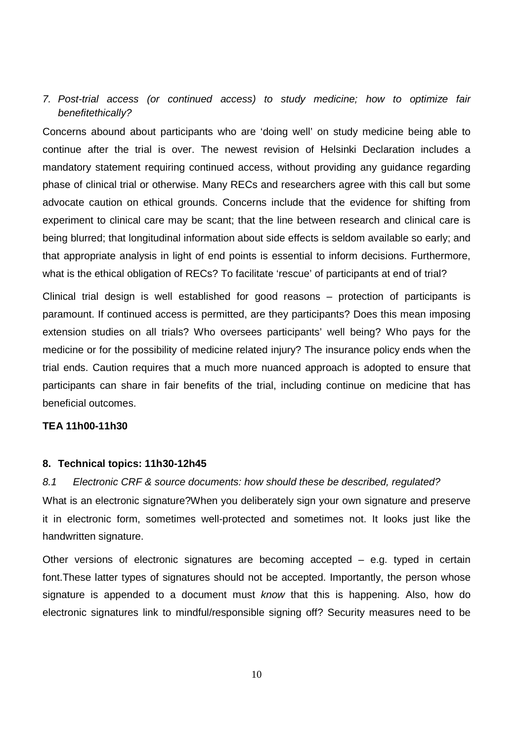*7. Post-trial access (or continued access) to study medicine; how to optimize fair benefitethically?*

Concerns abound about participants who are 'doing well' on study medicine being able to continue after the trial is over. The newest revision of Helsinki Declaration includes a mandatory statement requiring continued access, without providing any guidance regarding phase of clinical trial or otherwise. Many RECs and researchers agree with this call but some advocate caution on ethical grounds. Concerns include that the evidence for shifting from experiment to clinical care may be scant; that the line between research and clinical care is being blurred; that longitudinal information about side effects is seldom available so early; and that appropriate analysis in light of end points is essential to inform decisions. Furthermore, what is the ethical obligation of RECs? To facilitate 'rescue' of participants at end of trial?

Clinical trial design is well established for good reasons – protection of participants is paramount. If continued access is permitted, are they participants? Does this mean imposing extension studies on all trials? Who oversees participants' well being? Who pays for the medicine or for the possibility of medicine related injury? The insurance policy ends when the trial ends. Caution requires that a much more nuanced approach is adopted to ensure that participants can share in fair benefits of the trial, including continue on medicine that has beneficial outcomes.

**TEA 11h00-11h30**

## 8. Technical topics: 11h30-12h45

*8.1 Electronic CRF & source documents: how should these be described, regulated?*

What is an electronic signature?When you deliberately sign your own signature and preserve it in electronic form, sometimes well-protected and sometimes not. It looks just like the handwritten signature.

Other versions of electronic signatures are becoming accepted – e.g. typed in certain font.These latter types of signatures should not be accepted. Importantly, the person whose signature is appended to a document must *know* that this is happening. Also, how do electronic signatures link to mindful/responsible signing off? Security measures need to be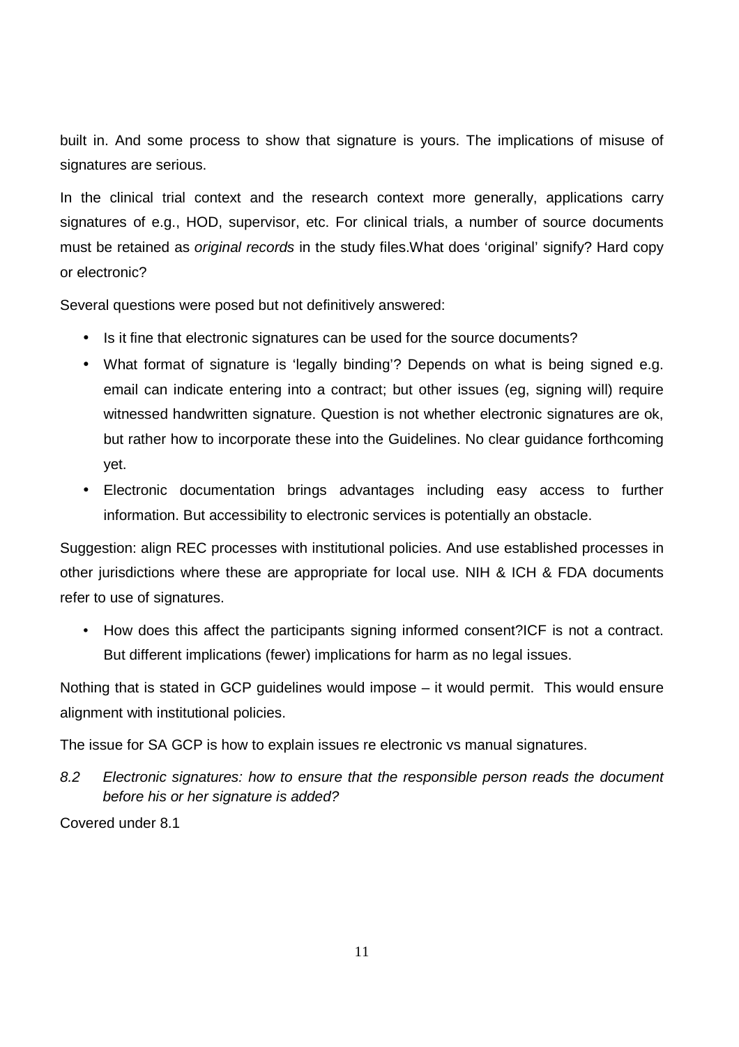built in. And some process to show that signature is yours. The implications of misuse of signatures are serious.

In the clinical trial context and the research context more generally, applications carry signatures of e.g., HOD, supervisor, etc. For clinical trials, a number of source documents must be retained as *original records* in the study files.What does 'original' signify? Hard copy or electronic?

Several questions were posed but not definitively answered:

- Is it fine that electronic signatures can be used for the source documents?
- What format of signature is 'legally binding'? Depends on what is being signed e.g. email can indicate entering into a contract; but other issues (eg, signing will) require witnessed handwritten signature. Question is not whether electronic signatures are ok, but rather how to incorporate these into the Guidelines. No clear guidance forthcoming yet.
- Electronic documentation brings advantages including easy access to further information. But accessibility to electronic services is potentially an obstacle.

Suggestion: align REC processes with institutional policies. And use established processes in other jurisdictions where these are appropriate for local use. NIH & ICH & FDA documents refer to use of signatures.

- How does this affect the participants signing informed consent?ICF is not a contract. But different implications (fewer) implications for harm as no legal issues.

Nothing that is stated in GCP guidelines would impose – it would permit. This would ensure alignment with institutional policies.

The issue for SA GCP is how to explain issues re electronic vs manual signatures.

*8.2 Electronic signatures: how to ensure that the responsible person reads the document before his or her signature is added?*

Covered under 8.1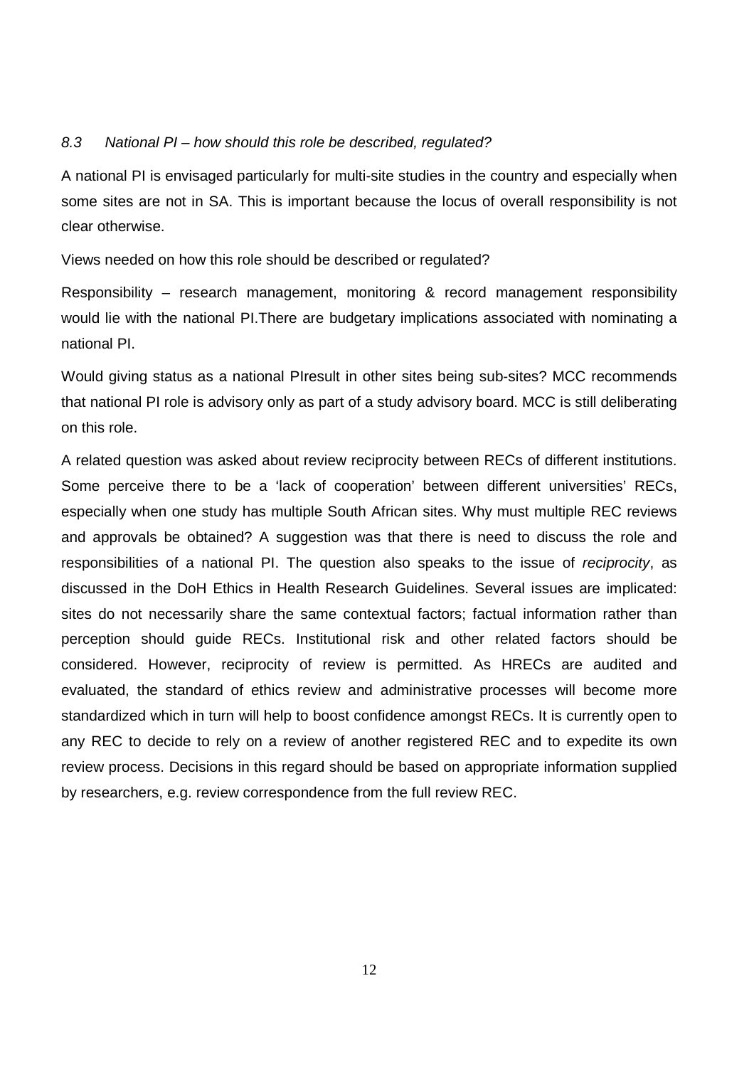### *8.3 National PI – how should this role be described, regulated?*

A national PI is envisaged particularly for multi-site studies in the country and especially when some sites are not in SA. This is important because the locus of overall responsibility is not clear otherwise.

Views needed on how this role should be described or regulated?

Responsibility – research management, monitoring & record management responsibility would lie with the national PI.There are budgetary implications associated with nominating a national PI.

Would giving status as a national PIresult in other sites being sub-sites? MCC recommends that national PI role is advisory only as part of a study advisory board. MCC is still deliberating on this role.

A related question was asked about review reciprocity between RECs of different institutions. Some perceive there to be a 'lack of cooperation' between different universities' RECs, especially when one study has multiple South African sites. Why must multiple REC reviews and approvals be obtained? A suggestion was that there is need to discuss the role and responsibilities of a national PI. The question also speaks to the issue of *reciprocity*, as discussed in the DoH Ethics in Health Research Guidelines. Several issues are implicated: sites do not necessarily share the same contextual factors; factual information rather than perception should guide RECs. Institutional risk and other related factors should be considered. However, reciprocity of review is permitted. As HRECs are audited and evaluated, the standard of ethics review and administrative processes will become more standardized which in turn will help to boost confidence amongst RECs. It is currently open to any REC to decide to rely on a review of another registered REC and to expedite its own review process. Decisions in this regard should be based on appropriate information supplied by researchers, e.g. review correspondence from the full review REC.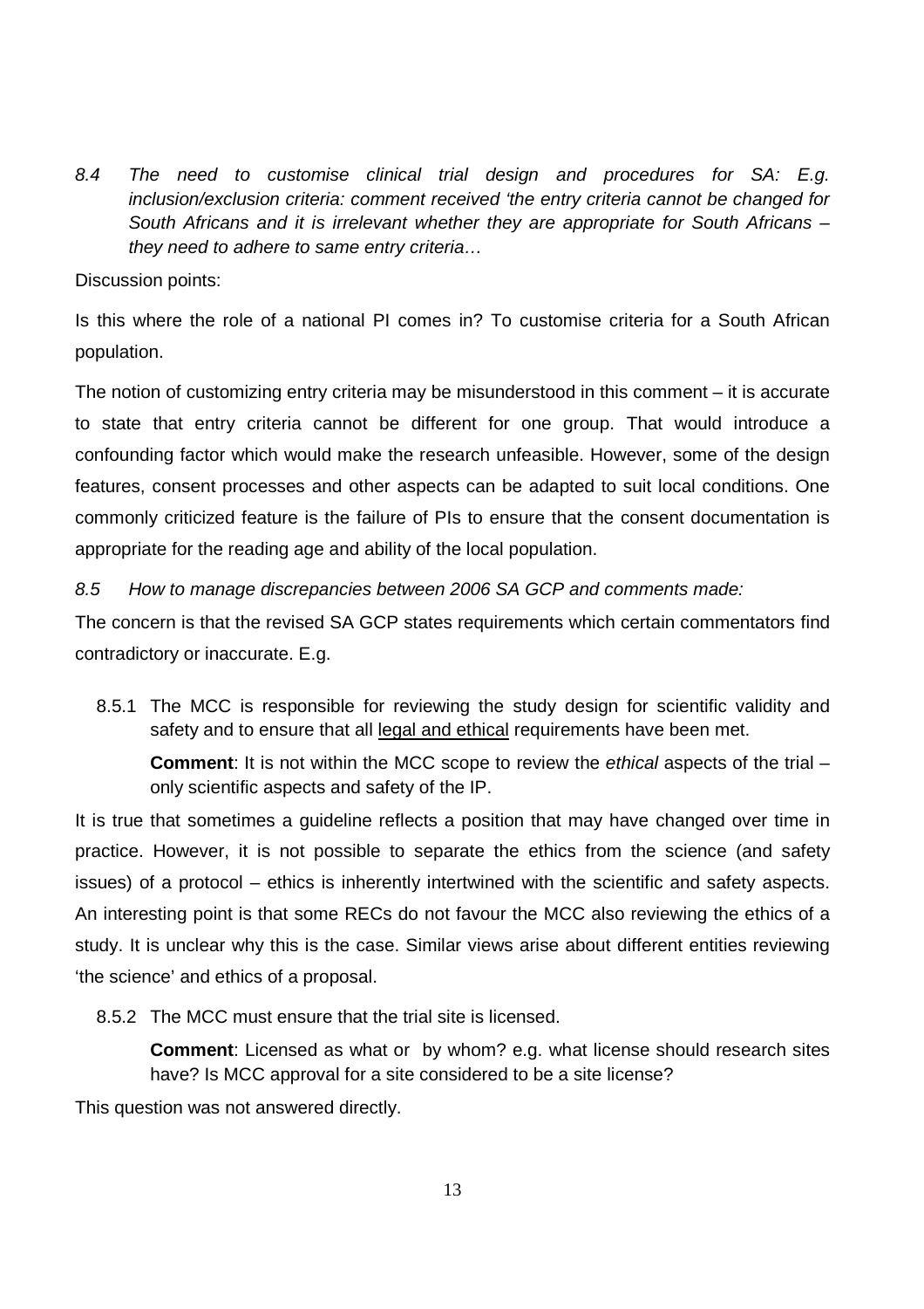*8.4 The need to customise clinical trial design and procedures for SA: E.g. inclusion/exclusion criteria: comment received 'the entry criteria cannot be changed for South Africans and it is irrelevant whether they are appropriate for South Africans – they need to adhere to same entry criteria…*

Discussion points:

Is this where the role of a national PI comes in? To customise criteria for a South African population.

The notion of customizing entry criteria may be misunderstood in this comment – it is accurate to state that entry criteria cannot be different for one group. That would introduce a confounding factor which would make the research unfeasible. However, some of the design features, consent processes and other aspects can be adapted to suit local conditions. One commonly criticized feature is the failure of PIs to ensure that the consent documentation is appropriate for the reading age and ability of the local population.

*8.5 How to manage discrepancies between 2006 SA GCP and comments made:*

The concern is that the revised SA GCP states requirements which certain commentators find contradictory or inaccurate. E.g.

8.5.1 The MCC is responsible for reviewing the study design for scientific validity and safety and to ensure that all <u>legal and ethical</u> requirements have been met.

**Comment**: It is not within the MCC scope to review the *ethical* aspects of the trial – only scientific aspects and safety of the IP.

It is true that sometimes a guideline reflects a position that may have changed over time in practice. However, it is not possible to separate the ethics from the science (and safety issues) of a protocol – ethics is inherently intertwined with the scientific and safety aspects. An interesting point is that some RECs do not favour the MCC also reviewing the ethics of a study. It is unclear why this is the case. Similar views arise about different entities reviewing 'the science' and ethics of a proposal.

8.5.2 The MCC must ensure that the trial site is licensed.

**Comment**: Licensed as what or by whom? e.g. what license should research sites have? Is MCC approval for a site considered to be a site license?

This question was not answered directly.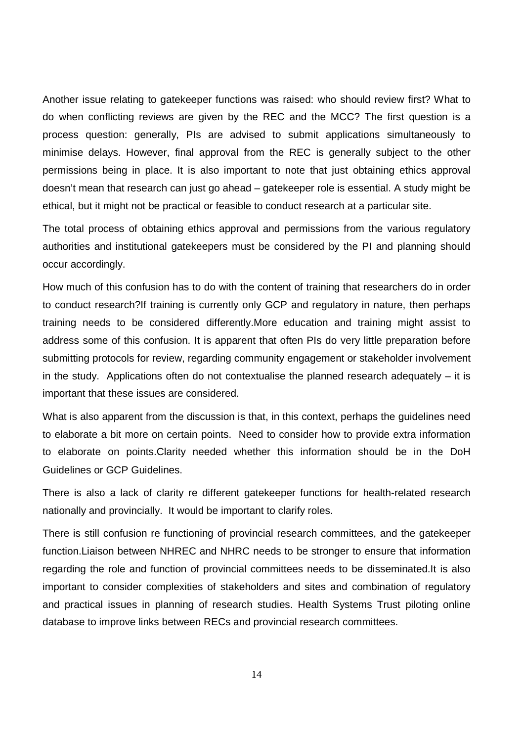Another issue relating to gatekeeper functions was raised: who should review first? What to do when conflicting reviews are given by the REC and the MCC? The first question is a process question: generally, PIs are advised to submit applications simultaneously to minimise delays. However, final approval from the REC is generally subject to the other permissions being in place. It is also important to note that just obtaining ethics approval doesn't mean that research can just go ahead – gatekeeper role is essential. A study might be ethical, but it might not be practical or feasible to conduct research at a particular site.

The total process of obtaining ethics approval and permissions from the various regulatory authorities and institutional gatekeepers must be considered by the PI and planning should occur accordingly.

How much of this confusion has to do with the content of training that researchers do in order to conduct research?If training is currently only GCP and regulatory in nature, then perhaps training needs to be considered differently.More education and training might assist to address some of this confusion. It is apparent that often PIs do very little preparation before submitting protocols for review, regarding community engagement or stakeholder involvement in the study. Applications often do not contextualise the planned research adequately – it is important that these issues are considered.

What is also apparent from the discussion is that, in this context, perhaps the guidelines need to elaborate a bit more on certain points. Need to consider how to provide extra information to elaborate on points.Clarity needed whether this information should be in the DoH Guidelines or GCP Guidelines.

There is also a lack of clarity re different gatekeeper functions for health-related research nationally and provincially. It would be important to clarify roles.

There is still confusion re functioning of provincial research committees, and the gatekeeper function.Liaison between NHREC and NHRC needs to be stronger to ensure that information regarding the role and function of provincial committees needs to be disseminated.It is also important to consider complexities of stakeholders and sites and combination of regulatory and practical issues in planning of research studies. Health Systems Trust piloting online database to improve links between RECs and provincial research committees.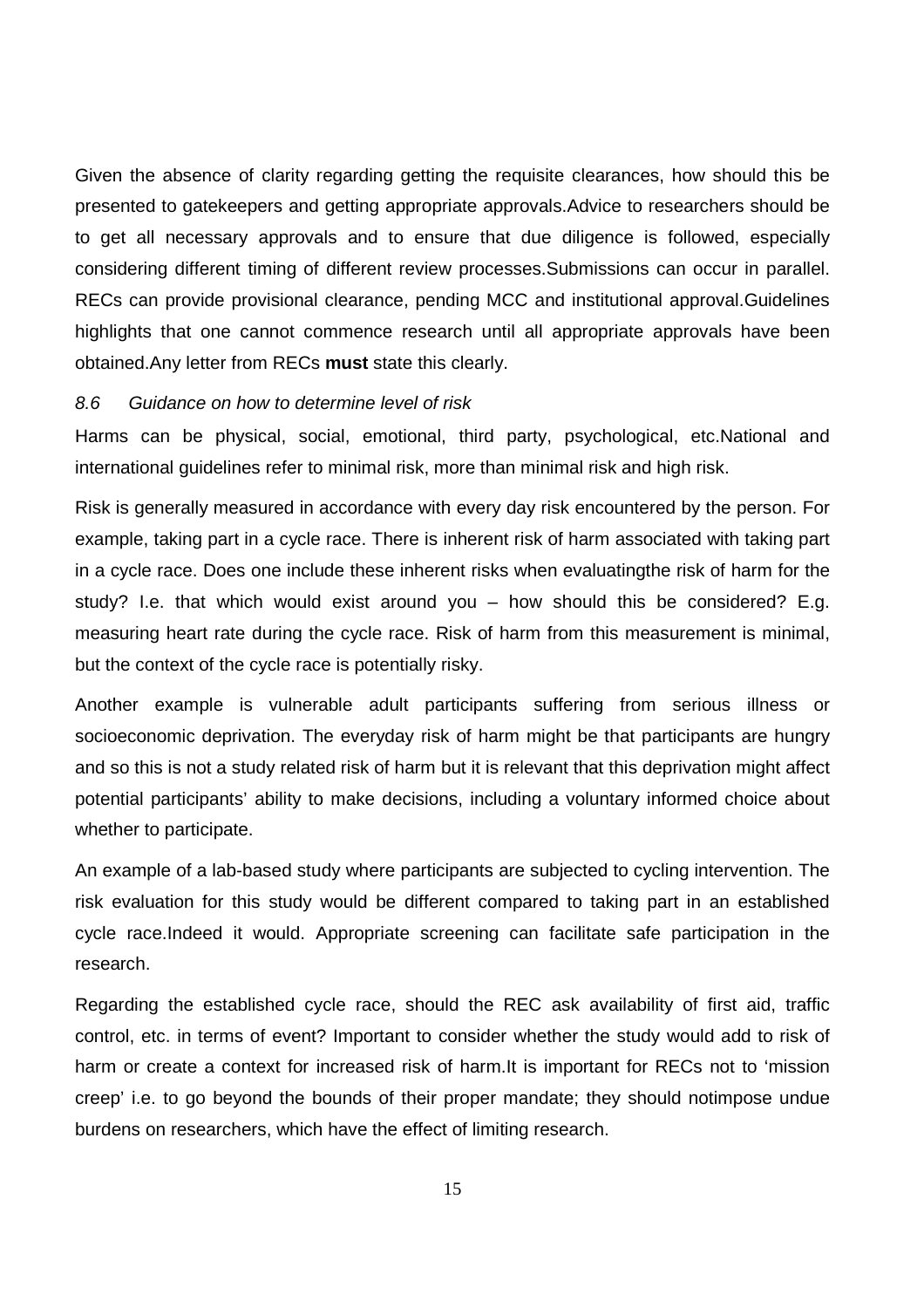Given the absence of clarity regarding getting the requisite clearances, how should this be presented to gatekeepers and getting appropriate approvals.Advice to researchers should be to get all necessary approvals and to ensure that due diligence is followed, especially considering different timing of different review processes.Submissions can occur in parallel. RECs can provide provisional clearance, pending MCC and institutional approval.Guidelines highlights that one cannot commence research until all appropriate approvals have been obtained.Any letter from RECs **must** state this clearly.

*8.6 Guidance on how to determine level of risk*

Harms can be physical, social, emotional, third party, psychological, etc.National and international guidelines refer to minimal risk, more than minimal risk and high risk.

Risk is generally measured in accordance with every day risk encountered by the person. For example, taking part in a cycle race. There is inherent risk of harm associated with taking part in a cycle race. Does one include these inherent risks when evaluatingthe risk of harm for the study? I.e. that which would exist around you – how should this be considered? E.g. measuring heart rate during the cycle race. Risk of harm from this measurement is minimal, but the context of the cycle race is potentially risky.

Another example is vulnerable adult participants suffering from serious illness or socioeconomic deprivation. The everyday risk of harm might be that participants are hungry and so this is not a study related risk of harm but it is relevant that this deprivation might affect potential participants' ability to make decisions, including a voluntary informed choice about whether to participate.

An example of a lab-based study where participants are subjected to cycling intervention. The risk evaluation for this study would be different compared to taking part in an established cycle race.Indeed it would. Appropriate screening can facilitate safe participation in the research.

Regarding the established cycle race, should the REC ask availability of first aid, traffic control, etc. in terms of event? Important to consider whether the study would add to risk of harm or create a context for increased risk of harm.It is important for RECs not to 'mission creep' i.e. to go beyond the bounds of their proper mandate; they should notimpose undue burdens on researchers, which have the effect of limiting research.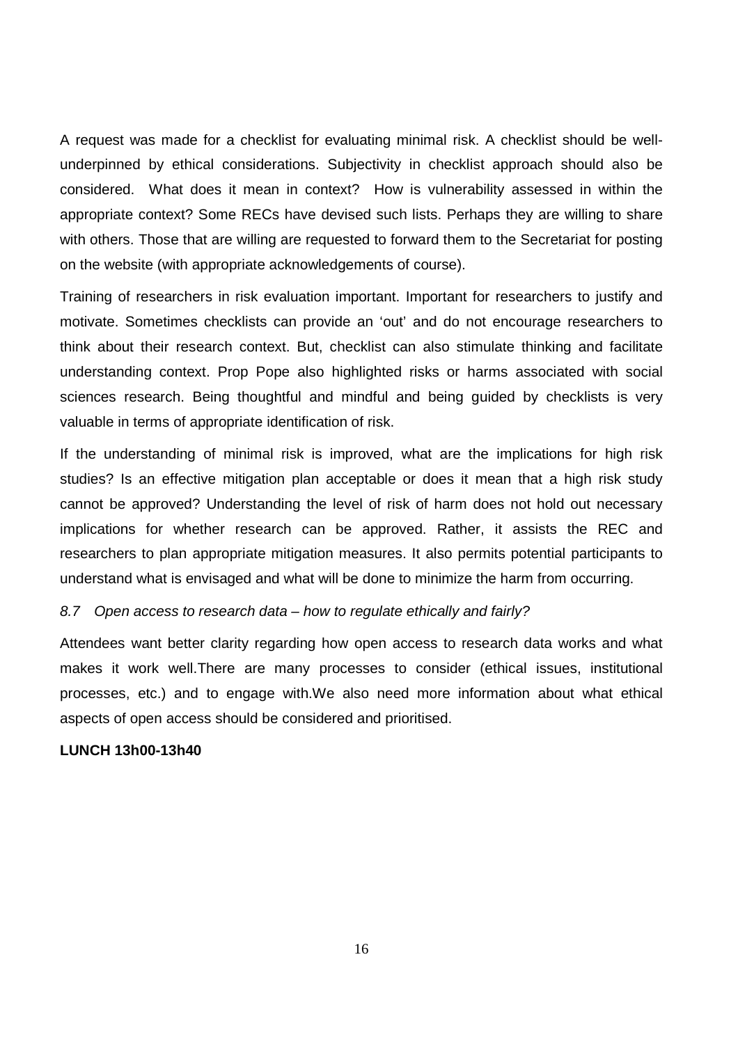A request was made for a checklist for evaluating minimal risk. A checklist should be well-underpinned by ethical considerations. Subjectivity in checklist approach should also be considered. What does it mean in context? How is vulnerability assessed in within the appropriate context? Some RECs have devised such lists. Perhaps they are willing to share with others. Those that are willing are requested to forward them to the Secretariat for posting on the website (with appropriate acknowledgements of course).

Training of researchers in risk evaluation important. Important for researchers to justify and motivate. Sometimes checklists can provide an 'out' and do not encourage researchers to think about their research context. But, checklist can also stimulate thinking and facilitate understanding context. Prop Pope also highlighted risks or harms associated with social sciences research. Being thoughtful and mindful and being guided by checklists is very valuable in terms of appropriate identification of risk.

If the understanding of minimal risk is improved, what are the implications for high risk studies? Is an effective mitigation plan acceptable or does it mean that a high risk study cannot be approved? Understanding the level of risk of harm does not hold out necessary implications for whether research can be approved. Rather, it assists the REC and researchers to plan appropriate mitigation measures. It also permits potential participants to understand what is envisaged and what will be done to minimize the harm from occurring.

*8.7 Open access to research data – how to regulate ethically and fairly?*

Attendees want better clarity regarding how open access to research data works and what makes it work well.There are many processes to consider (ethical issues, institutional processes, etc.) and to engage with.We also need more information about what ethical aspects of open access should be considered and prioritised.

**LUNCH 13h00-13h40**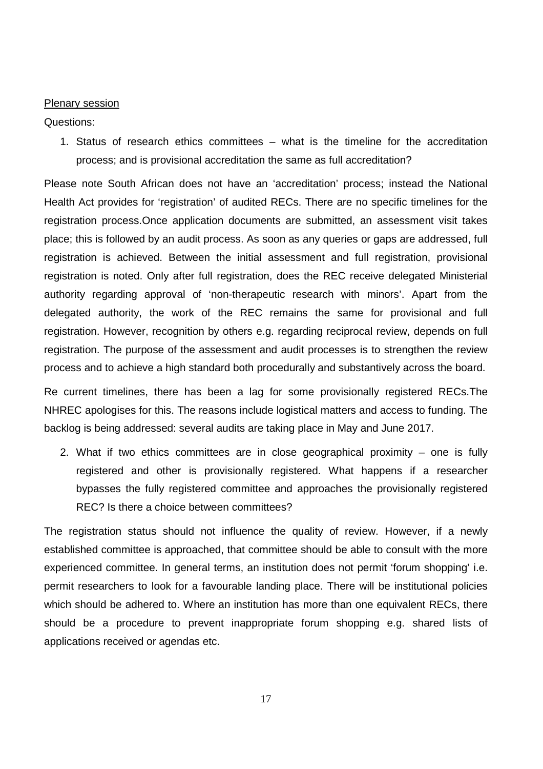Plenary session

Questions:

1. Status of research ethics committees – what is the timeline for the accreditation process; and is provisional accreditation the same as full accreditation?

Please note South African does not have an 'accreditation' process; instead the National Health Act provides for 'registration' of audited RECs. There are no specific timelines for the registration process.Once application documents are submitted, an assessment visit takes place; this is followed by an audit process. As soon as any queries or gaps are addressed, full registration is achieved. Between the initial assessment and full registration, provisional registration is noted. Only after full registration, does the REC receive delegated Ministerial authority regarding approval of 'non-therapeutic research with minors'. Apart from the delegated authority, the work of the REC remains the same for provisional and full registration. However, recognition by others e.g. regarding reciprocal review, depends on full registration. The purpose of the assessment and audit processes is to strengthen the review process and to achieve a high standard both procedurally and substantively across the board.

Re current timelines, there has been a lag for some provisionally registered RECs.The NHREC apologises for this. The reasons include logistical matters and access to funding. The backlog is being addressed: several audits are taking place in May and June 2017.

2. What if two ethics committees are in close geographical proximity – one is fully registered and other is provisionally registered. What happens if a researcher bypasses the fully registered committee and approaches the provisionally registered REC? Is there a choice between committees?

The registration status should not influence the quality of review. However, if a newly established committee is approached, that committee should be able to consult with the more experienced committee. In general terms, an institution does not permit 'forum shopping' i.e. permit researchers to look for a favourable landing place. There will be institutional policies which should be adhered to. Where an institution has more than one equivalent RECs, there should be a procedure to prevent inappropriate forum shopping e.g. shared lists of applications received or agendas etc.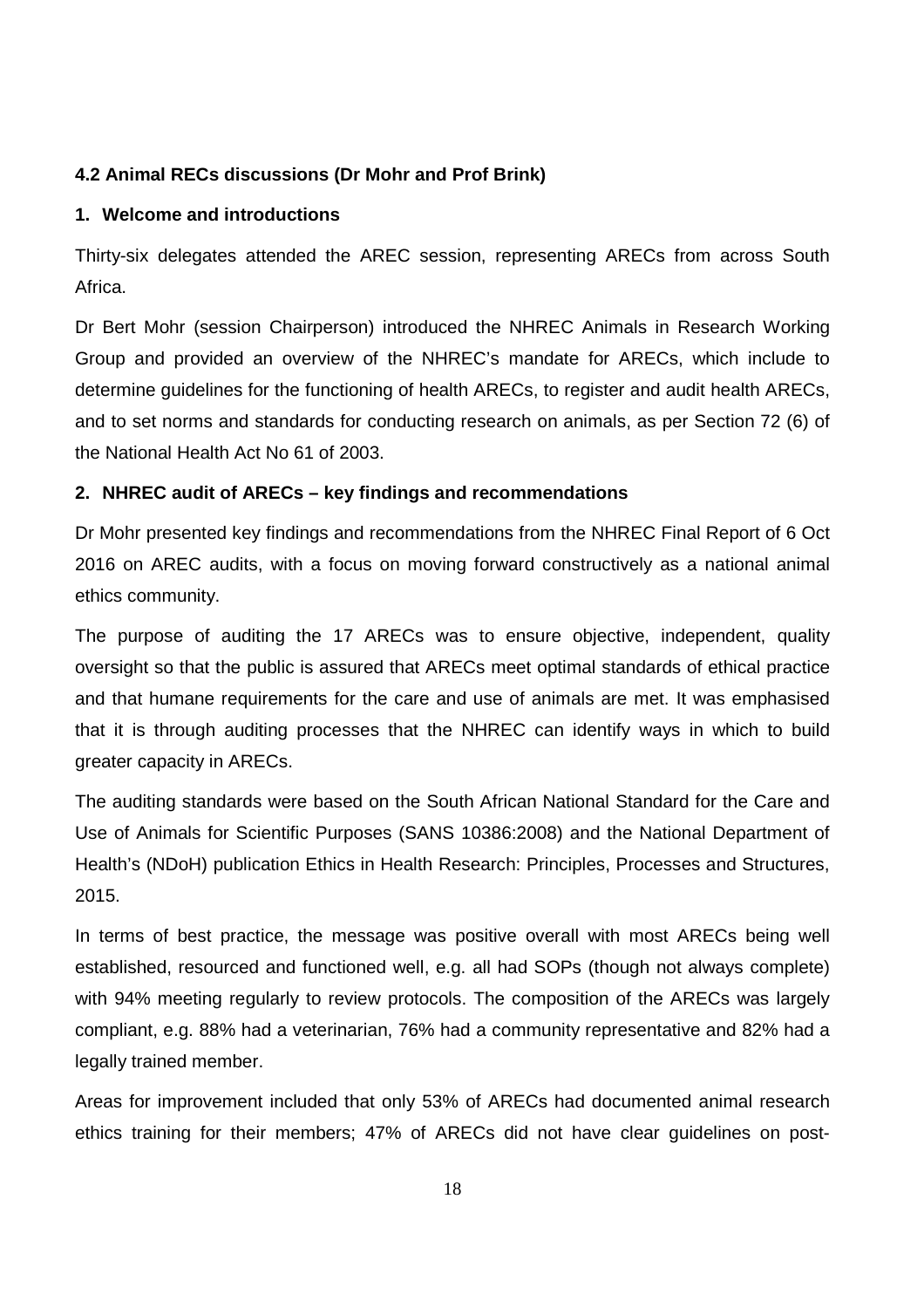### 4.2 Animal RECs discussions (Dr Mohr and Prof Brink)

#### 1. Welcome and introductions

Thirty-six delegates attended the AREC session, representing ARECs from across South Africa.

Dr Bert Mohr (session Chairperson) introduced the NHREC Animals in Research Working Group and provided an overview of the NHREC's mandate for ARECs, which include to determine guidelines for the functioning of health ARECs, to register and audit health ARECs, and to set norms and standards for conducting research on animals, as per Section 72 (6) of the National Health Act No 61 of 2003.

#### 2. NHREC audit of ARECs – key findings and recommendations

Dr Mohr presented key findings and recommendations from the NHREC Final Report of 6 Oct 2016 on AREC audits, with a focus on moving forward constructively as a national animal ethics community.

The purpose of auditing the 17 ARECs was to ensure objective, independent, quality oversight so that the public is assured that ARECs meet optimal standards of ethical practice and that humane requirements for the care and use of animals are met. It was emphasised that it is through auditing processes that the NHREC can identify ways in which to build greater capacity in ARECs.

The auditing standards were based on the South African National Standard for the Care and Use of Animals for Scientific Purposes (SANS 10386:2008) and the National Department of Health's (NDoH) publication Ethics in Health Research: Principles, Processes and Structures, 2015.

In terms of best practice, the message was positive overall with most ARECs being well established, resourced and functioned well, e.g. all had SOPs (though not always complete) with 94% meeting regularly to review protocols. The composition of the ARECs was largely compliant, e.g. 88% had a veterinarian, 76% had a community representative and 82% had a legally trained member.

Areas for improvement included that only 53% of ARECs had documented animal research ethics training for their members; 47% of ARECs did not have clear guidelines on post-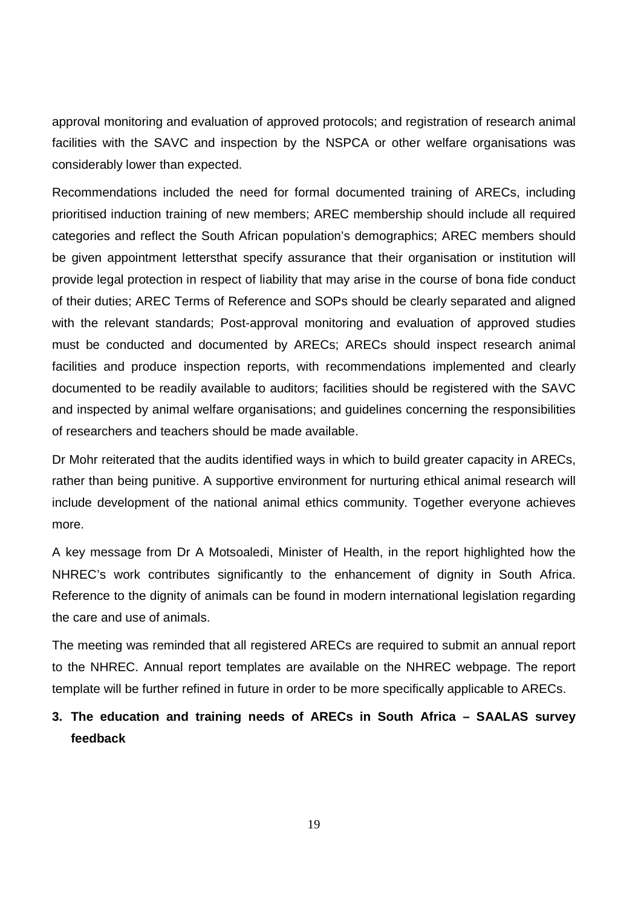approval monitoring and evaluation of approved protocols; and registration of research animal facilities with the SAVC and inspection by the NSPCA or other welfare organisations was considerably lower than expected.

Recommendations included the need for formal documented training of ARECs, including prioritised induction training of new members; AREC membership should include all required categories and reflect the South African population's demographics; AREC members should be given appointment lettersthat specify assurance that their organisation or institution will provide legal protection in respect of liability that may arise in the course of bona fide conduct of their duties; AREC Terms of Reference and SOPs should be clearly separated and aligned with the relevant standards; Post-approval monitoring and evaluation of approved studies must be conducted and documented by ARECs; ARECs should inspect research animal facilities and produce inspection reports, with recommendations implemented and clearly documented to be readily available to auditors; facilities should be registered with the SAVC and inspected by animal welfare organisations; and guidelines concerning the responsibilities of researchers and teachers should be made available.

Dr Mohr reiterated that the audits identified ways in which to build greater capacity in ARECs, rather than being punitive. A supportive environment for nurturing ethical animal research will include development of the national animal ethics community. Together everyone achieves more.

A key message from Dr A Motsoaledi, Minister of Health, in the report highlighted how the NHREC's work contributes significantly to the enhancement of dignity in South Africa. Reference to the dignity of animals can be found in modern international legislation regarding the care and use of animals.

The meeting was reminded that all registered ARECs are required to submit an annual report to the NHREC. Annual report templates are available on the NHREC webpage. The report template will be further refined in future in order to be more specifically applicable to ARECs.

## 3. The education and training needs of ARECs in South Africa – SAALAS survey feedback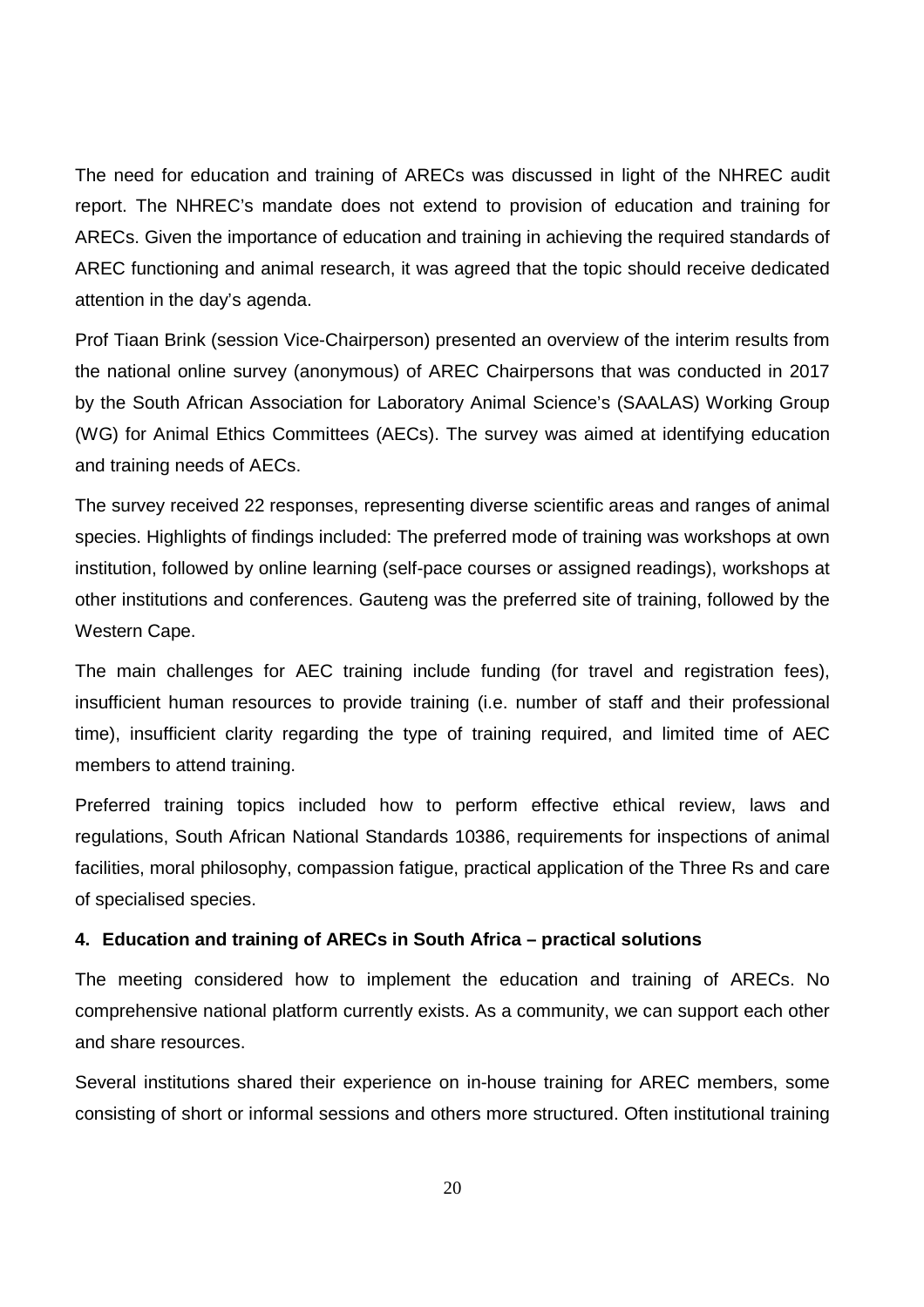The need for education and training of ARECs was discussed in light of the NHREC audit report. The NHREC's mandate does not extend to provision of education and training for ARECs. Given the importance of education and training in achieving the required standards of AREC functioning and animal research, it was agreed that the topic should receive dedicated attention in the day's agenda.

Prof Tiaan Brink (session Vice-Chairperson) presented an overview of the interim results from the national online survey (anonymous) of AREC Chairpersons that was conducted in 2017 by the South African Association for Laboratory Animal Science's (SAALAS) Working Group (WG) for Animal Ethics Committees (AECs). The survey was aimed at identifying education and training needs of AECs.

The survey received 22 responses, representing diverse scientific areas and ranges of animal species. Highlights of findings included: The preferred mode of training was workshops at own institution, followed by online learning (self-pace courses or assigned readings), workshops at other institutions and conferences. Gauteng was the preferred site of training, followed by the Western Cape.

The main challenges for AEC training include funding (for travel and registration fees), insufficient human resources to provide training (i.e. number of staff and their professional time), insufficient clarity regarding the type of training required, and limited time of AEC members to attend training.

Preferred training topics included how to perform effective ethical review, laws and regulations, South African National Standards 10386, requirements for inspections of animal facilities, moral philosophy, compassion fatigue, practical application of the Three Rs and care of specialised species.

**4. Education and training of ARECs in South Africa – practical solutions**

The meeting considered how to implement the education and training of ARECs. No comprehensive national platform currently exists. As a community, we can support each other and share resources.

Several institutions shared their experience on in-house training for AREC members, some consisting of short or informal sessions and others more structured. Often institutional training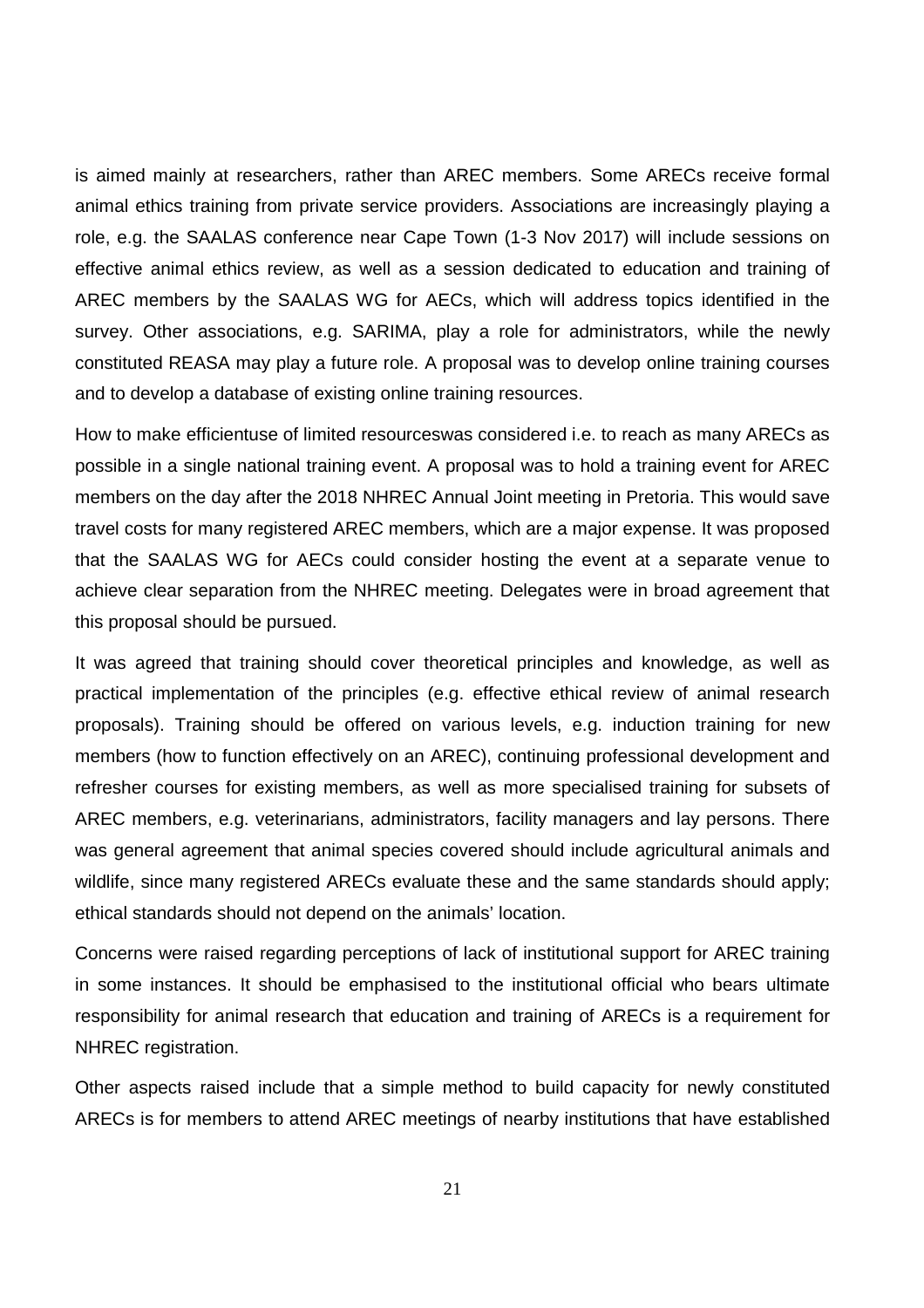is aimed mainly at researchers, rather than AREC members. Some ARECs receive formal animal ethics training from private service providers. Associations are increasingly playing a role, e.g. the SAALAS conference near Cape Town (1-3 Nov 2017) will include sessions on effective animal ethics review, as well as a session dedicated to education and training of AREC members by the SAALAS WG for AECs, which will address topics identified in the survey. Other associations, e.g. SARIMA, play a role for administrators, while the newly constituted REASA may play a future role. A proposal was to develop online training courses and to develop a database of existing online training resources.

How to make efficientuse of limited resourceswas considered i.e. to reach as many ARECs as possible in a single national training event. A proposal was to hold a training event for AREC members on the day after the 2018 NHREC Annual Joint meeting in Pretoria. This would save travel costs for many registered AREC members, which are a major expense. It was proposed that the SAALAS WG for AECs could consider hosting the event at a separate venue to achieve clear separation from the NHREC meeting. Delegates were in broad agreement that this proposal should be pursued.

It was agreed that training should cover theoretical principles and knowledge, as well as practical implementation of the principles (e.g. effective ethical review of animal research proposals). Training should be offered on various levels, e.g. induction training for new members (how to function effectively on an AREC), continuing professional development and refresher courses for existing members, as well as more specialised training for subsets of AREC members, e.g. veterinarians, administrators, facility managers and lay persons. There was general agreement that animal species covered should include agricultural animals and wildlife, since many registered ARECs evaluate these and the same standards should apply; ethical standards should not depend on the animals' location.

Concerns were raised regarding perceptions of lack of institutional support for AREC training in some instances. It should be emphasised to the institutional official who bears ultimate responsibility for animal research that education and training of ARECs is a requirement for NHREC registration.

Other aspects raised include that a simple method to build capacity for newly constituted ARECs is for members to attend AREC meetings of nearby institutions that have established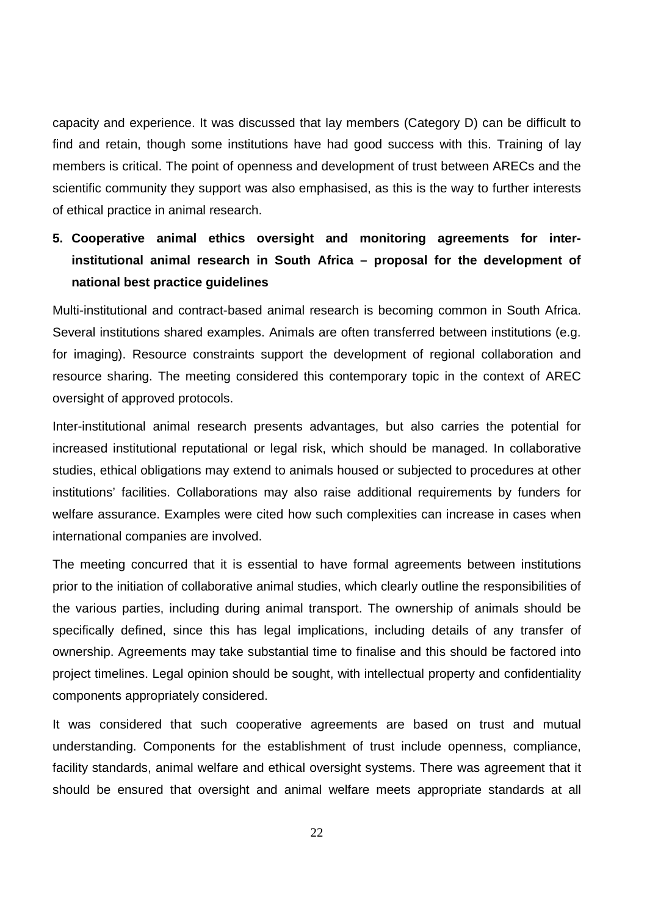capacity and experience. It was discussed that lay members (Category D) can be difficult to find and retain, though some institutions have had good success with this. Training of lay members is critical. The point of openness and development of trust between ARECs and the scientific community they support was also emphasised, as this is the way to further interests of ethical practice in animal research.

**5. Cooperative animal ethics oversight and monitoring agreements for inter-institutional animal research in South Africa – proposal for the development of national best practice guidelines**

Multi-institutional and contract-based animal research is becoming common in South Africa. Several institutions shared examples. Animals are often transferred between institutions (e.g. for imaging). Resource constraints support the development of regional collaboration and resource sharing. The meeting considered this contemporary topic in the context of AREC oversight of approved protocols.

Inter-institutional animal research presents advantages, but also carries the potential for increased institutional reputational or legal risk, which should be managed. In collaborative studies, ethical obligations may extend to animals housed or subjected to procedures at other institutions' facilities. Collaborations may also raise additional requirements by funders for welfare assurance. Examples were cited how such complexities can increase in cases when international companies are involved.

The meeting concurred that it is essential to have formal agreements between institutions prior to the initiation of collaborative animal studies, which clearly outline the responsibilities of the various parties, including during animal transport. The ownership of animals should be specifically defined, since this has legal implications, including details of any transfer of ownership. Agreements may take substantial time to finalise and this should be factored into project timelines. Legal opinion should be sought, with intellectual property and confidentiality components appropriately considered.

It was considered that such cooperative agreements are based on trust and mutual understanding. Components for the establishment of trust include openness, compliance, facility standards, animal welfare and ethical oversight systems. There was agreement that it should be ensured that oversight and animal welfare meets appropriate standards at all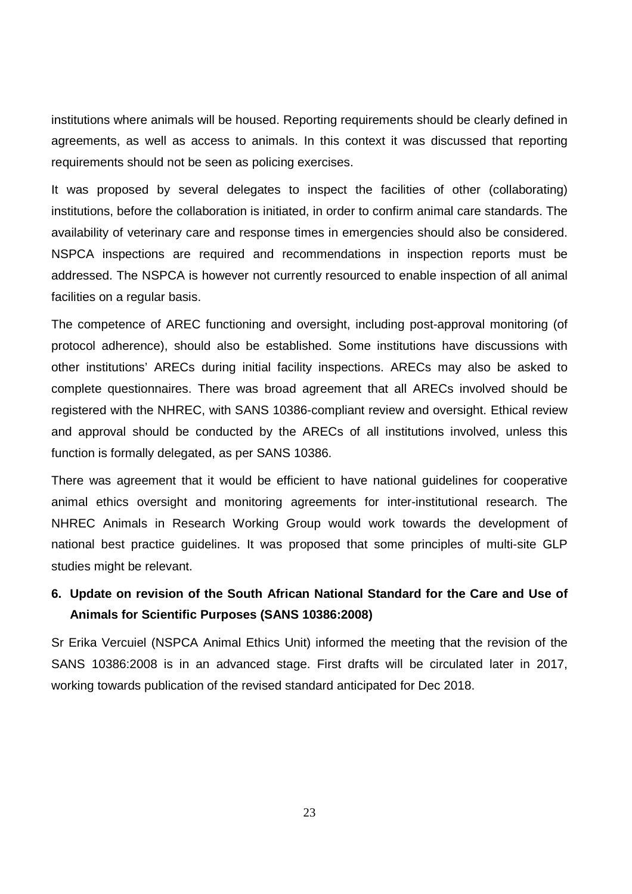institutions where animals will be housed. Reporting requirements should be clearly defined in agreements, as well as access to animals. In this context it was discussed that reporting requirements should not be seen as policing exercises.

It was proposed by several delegates to inspect the facilities of other (collaborating) institutions, before the collaboration is initiated, in order to confirm animal care standards. The availability of veterinary care and response times in emergencies should also be considered. NSPCA inspections are required and recommendations in inspection reports must be addressed. The NSPCA is however not currently resourced to enable inspection of all animal facilities on a regular basis.

The competence of AREC functioning and oversight, including post-approval monitoring (of protocol adherence), should also be established. Some institutions have discussions with other institutions' ARECs during initial facility inspections. ARECs may also be asked to complete questionnaires. There was broad agreement that all ARECs involved should be registered with the NHREC, with SANS 10386-compliant review and oversight. Ethical review and approval should be conducted by the ARECs of all institutions involved, unless this function is formally delegated, as per SANS 10386.

There was agreement that it would be efficient to have national guidelines for cooperative animal ethics oversight and monitoring agreements for inter-institutional research. The NHREC Animals in Research Working Group would work towards the development of national best practice guidelines. It was proposed that some principles of multi-site GLP studies might be relevant.

## 6. Update on revision of the South African National Standard for the Care and Use of Animals for Scientific Purposes (SANS 10386:2008)

Sr Erika Vercuiel (NSPCA Animal Ethics Unit) informed the meeting that the revision of the SANS 10386:2008 is in an advanced stage. First drafts will be circulated later in 2017, working towards publication of the revised standard anticipated for Dec 2018.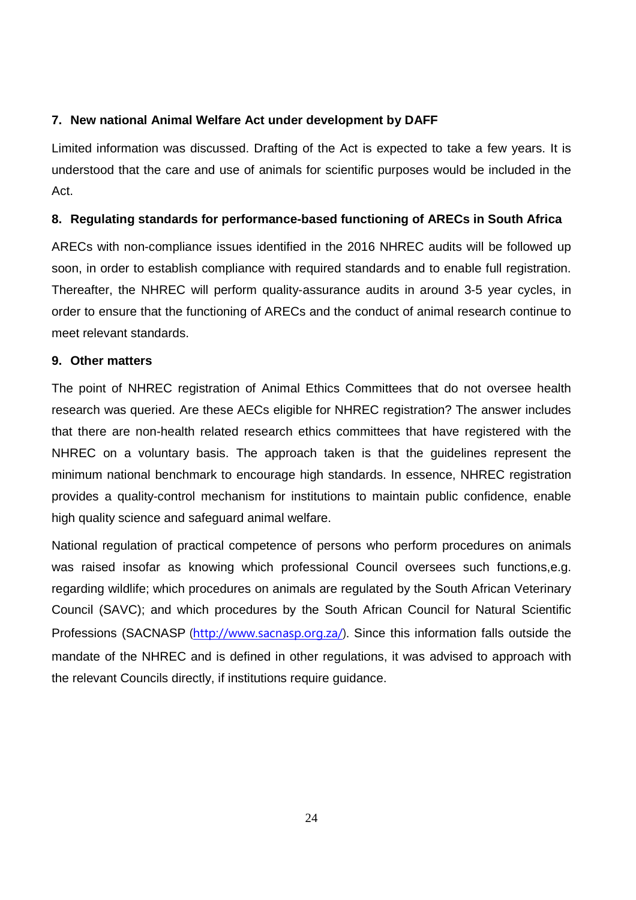### 7. New national Animal Welfare Act under development by DAFF

Limited information was discussed. Drafting of the Act is expected to take a few years. It is understood that the care and use of animals for scientific purposes would be included in the Act.

### 8. Regulating standards for performance-based functioning of ARECs in South Africa

ARECs with non-compliance issues identified in the 2016 NHREC audits will be followed up soon, in order to establish compliance with required standards and to enable full registration. Thereafter, the NHREC will perform quality-assurance audits in around 3-5 year cycles, in order to ensure that the functioning of ARECs and the conduct of animal research continue to meet relevant standards.

### 9. Other matters

The point of NHREC registration of Animal Ethics Committees that do not oversee health research was queried. Are these AECs eligible for NHREC registration? The answer includes that there are non-health related research ethics committees that have registered with the NHREC on a voluntary basis. The approach taken is that the guidelines represent the minimum national benchmark to encourage high standards. In essence, NHREC registration provides a quality-control mechanism for institutions to maintain public confidence, enable high quality science and safeguard animal welfare.

National regulation of practical competence of persons who perform procedures on animals was raised insofar as knowing which professional Council oversees such functions,e.g. regarding wildlife; which procedures on animals are regulated by the South African Veterinary Council (SAVC); and which procedures by the South African Council for Natural Scientific Professions (SACNASP (http://www.sacnasp.org.za/). Since this information falls outside the mandate of the NHREC and is defined in other regulations, it was advised to approach with the relevant Councils directly, if institutions require guidance.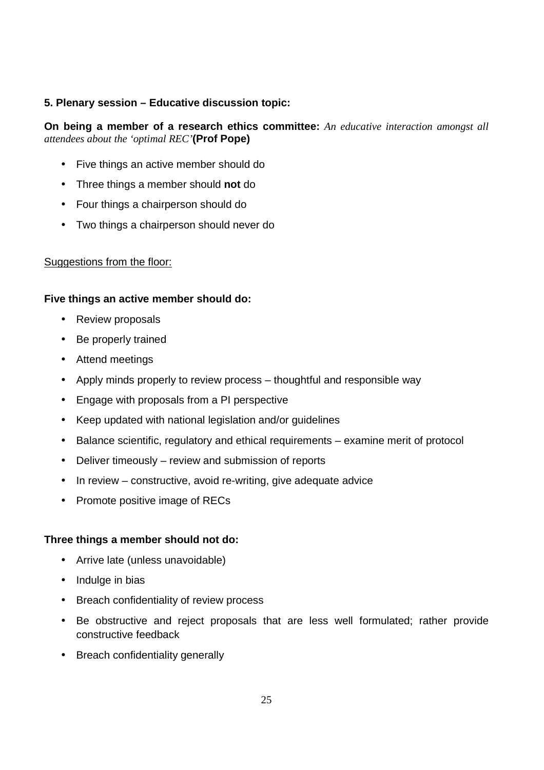**5. Plenary session – Educative discussion topic:**

**On being a member of a research ethics committee:** *An educative interaction amongst all attendees about the 'optimal REC'* **(Prof Pope)**

- Five things an active member should do
- Three things a member should **not** do
- Four things a chairperson should do
- Two things a chairperson should never do

Suggestions from the floor:

**Five things an active member should do:**

- Review proposals
- Be properly trained
- Attend meetings
- Apply minds properly to review process – thoughtful and responsible way
- Engage with proposals from a PI perspective
- Keep updated with national legislation and/or guidelines
- Balance scientific, regulatory and ethical requirements – examine merit of protocol
- Deliver timeously – review and submission of reports
- In review – constructive, avoid re-writing, give adequate advice
- Promote positive image of RECs

**Three things a member should not do:**

- Arrive late (unless unavoidable)
- Indulge in bias
- Breach confidentiality of review process
- Be obstructive and reject proposals that are less well formulated; rather provide constructive feedback
- Breach confidentiality generally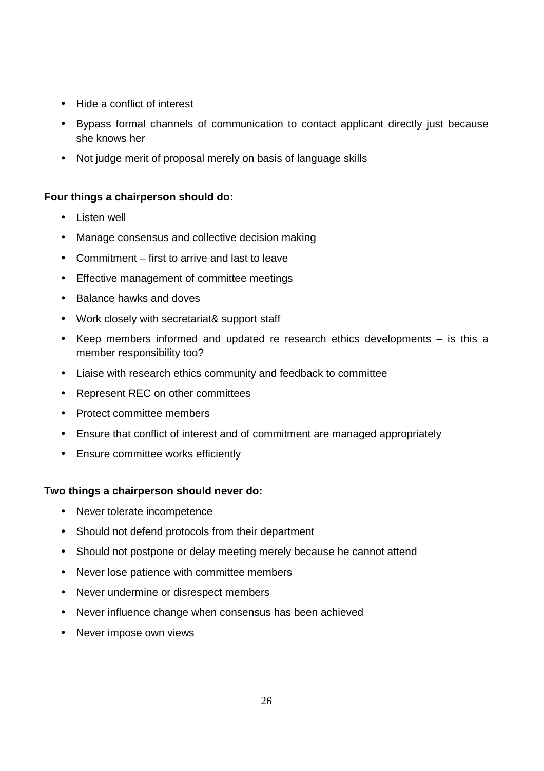- Hide a conflict of interest
- Bypass formal channels of communication to contact applicant directly just because she knows her
- Not judge merit of proposal merely on basis of language skills

**Four things a chairperson should do:**

- Listen well
- Manage consensus and collective decision making
- Commitment – first to arrive and last to leave
- Effective management of committee meetings
- Balance hawks and doves
- Work closely with secretariat& support staff
- Keep members informed and updated re research ethics developments – is this a member responsibility too?
- Liaise with research ethics community and feedback to committee
- Represent REC on other committees
- Protect committee members
- Ensure that conflict of interest and of commitment are managed appropriately
- Ensure committee works efficiently

**Two things a chairperson should never do:**

- Never tolerate incompetence
- Should not defend protocols from their department
- Should not postpone or delay meeting merely because he cannot attend
- Never lose patience with committee members
- Never undermine or disrespect members
- Never influence change when consensus has been achieved
- Never impose own views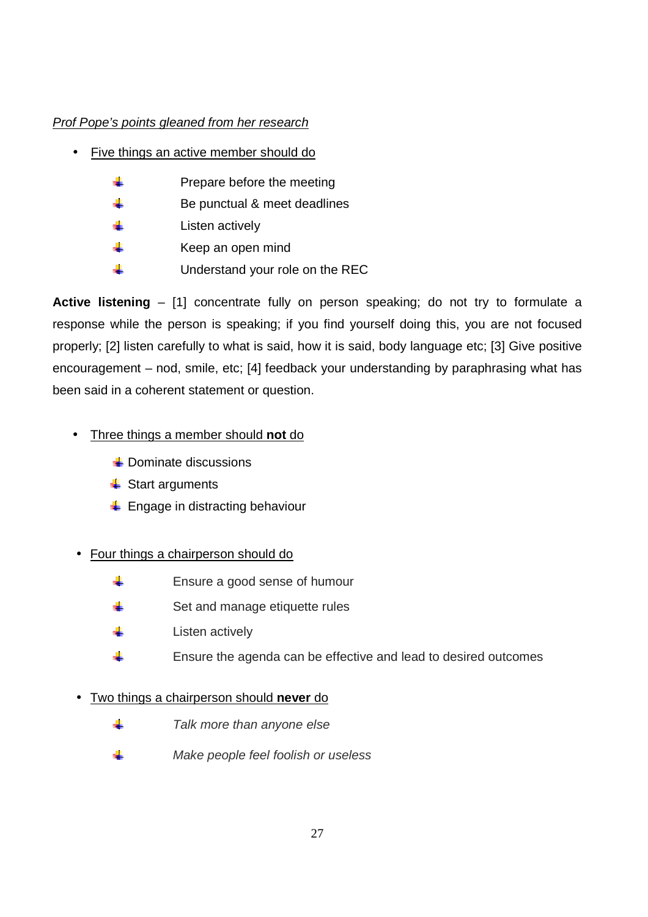*Prof Pope's points gleaned from her research*

- Five things an active member should do
  - Prepare before the meeting
  - Be punctual & meet deadlines
  - Listen actively
  - Keep an open mind
  - Understand your role on the REC

**Active listening** – [1] concentrate fully on person speaking; do not try to formulate a response while the person is speaking; if you find yourself doing this, you are not focused properly; [2] listen carefully to what is said, how it is said, body language etc; [3] Give positive encouragement – nod, smile, etc; [4] feedback your understanding by paraphrasing what has been said in a coherent statement or question.

- Three things a member should **not** do
  - Dominate discussions
  - Start arguments
  - Engage in distracting behaviour

- Four things a chairperson should do
  - Ensure a good sense of humour
  - Set and manage etiquette rules
  - Listen actively
  - Ensure the agenda can be effective and lead to desired outcomes

- Two things a chairperson should **never** do
  - *Talk more than anyone else*
  - *Make people feel foolish or useless*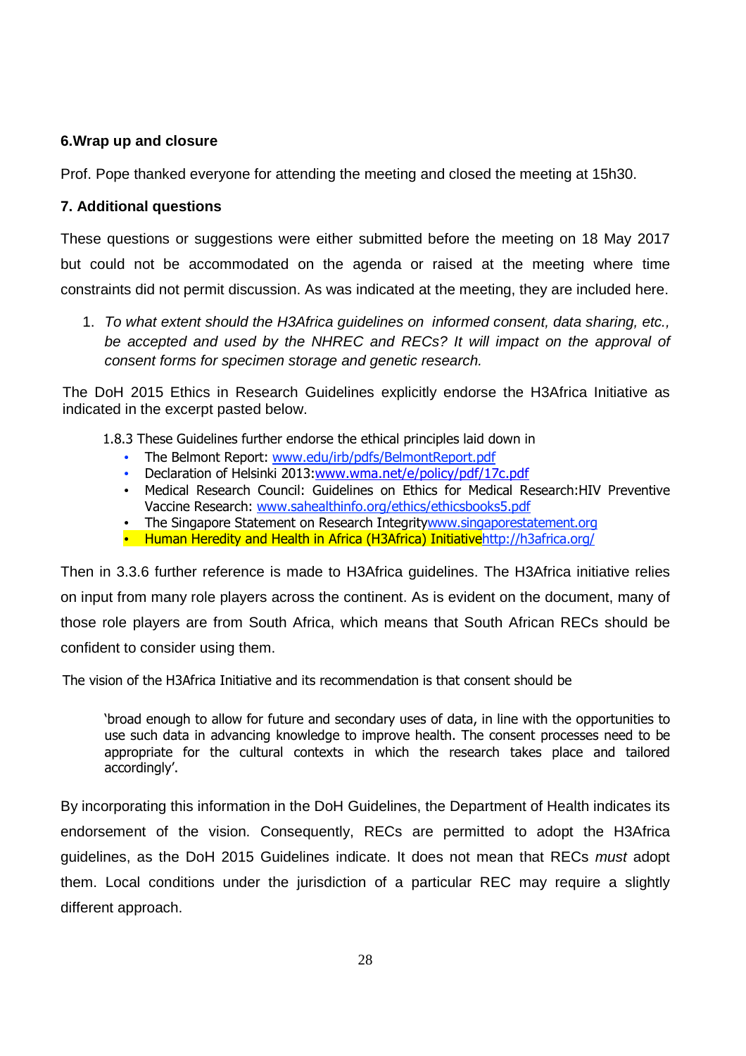**6.Wrap up and closure**

Prof. Pope thanked everyone for attending the meeting and closed the meeting at 15h30.

**7. Additional questions**

These questions or suggestions were either submitted before the meeting on 18 May 2017 but could not be accommodated on the agenda or raised at the meeting where time constraints did not permit discussion. As was indicated at the meeting, they are included here.

1. *To what extent should the H3Africa guidelines on informed consent, data sharing, etc., be accepted and used by the NHREC and RECs? It will impact on the approval of consent forms for specimen storage and genetic research.*

The DoH 2015 Ethics in Research Guidelines explicitly endorse the H3Africa Initiative as indicated in the excerpt pasted below.

> 1.8.3 These Guidelines further endorse the ethical principles laid down in
>
> - The Belmont Report: www.edu/irb/pdfs/BelmontReport.pdf
> - Declaration of Helsinki 2013:www.wma.net/e/policy/pdf/17c.pdf
> - Medical Research Council: Guidelines on Ethics for Medical Research:HIV Preventive Vaccine Research: www.sahealthinfo.org/ethics/ethicsbooks5.pdf
> - The Singapore Statement on Research Integritywww.singaporestatement.org
> - Human Heredity and Health in Africa (H3Africa) Initiativehttp://h3africa.org/

Then in 3.3.6 further reference is made to H3Africa guidelines. The H3Africa initiative relies on input from many role players across the continent. As is evident on the document, many of those role players are from South Africa, which means that South African RECs should be confident to consider using them.

The vision of the H3Africa Initiative and its recommendation is that consent should be

> 'broad enough to allow for future and secondary uses of data, in line with the opportunities to use such data in advancing knowledge to improve health. The consent processes need to be appropriate for the cultural contexts in which the research takes place and tailored accordingly'.

By incorporating this information in the DoH Guidelines, the Department of Health indicates its endorsement of the vision. Consequently, RECs are permitted to adopt the H3Africa guidelines, as the DoH 2015 Guidelines indicate. It does not mean that RECs *must* adopt them. Local conditions under the jurisdiction of a particular REC may require a slightly different approach.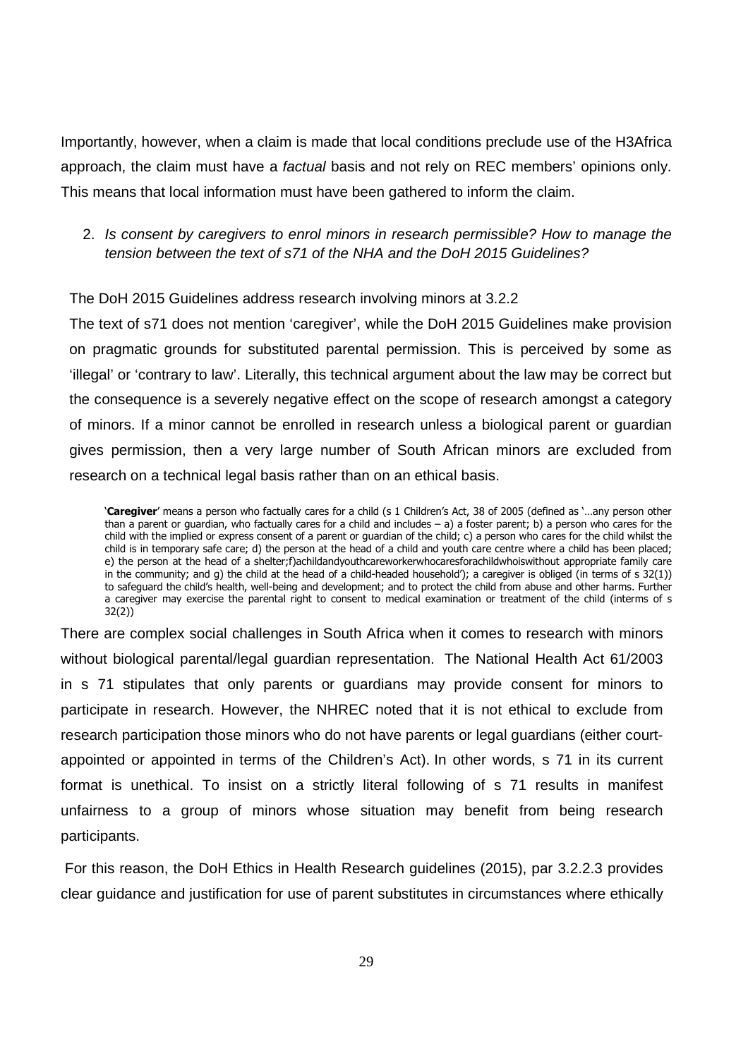Importantly, however, when a claim is made that local conditions preclude use of the H3Africa approach, the claim must have a *factual* basis and not rely on REC members' opinions only. This means that local information must have been gathered to inform the claim.

2. *Is consent by caregivers to enrol minors in research permissible? How to manage the tension between the text of s71 of the NHA and the DoH 2015 Guidelines?*

The DoH 2015 Guidelines address research involving minors at 3.2.2

The text of s71 does not mention 'caregiver', while the DoH 2015 Guidelines make provision on pragmatic grounds for substituted parental permission. This is perceived by some as 'illegal' or 'contrary to law'. Literally, this technical argument about the law may be correct but the consequence is a severely negative effect on the scope of research amongst a category of minors. If a minor cannot be enrolled in research unless a biological parent or guardian gives permission, then a very large number of South African minors are excluded from research on a technical legal basis rather than on an ethical basis.

> '**Caregiver**' means a person who factually cares for a child (s 1 Children's Act, 38 of 2005 (defined as '…any person other than a parent or guardian, who factually cares for a child and includes – a) a foster parent; b) a person who cares for the child with the implied or express consent of a parent or guardian of the child; c) a person who cares for the child whilst the child is in temporary safe care; d) the person at the head of a child and youth care centre where a child has been placed; e) the person at the head of a shelter;f)achildandyouthcareworkerwhocaresforachildwhoiswithout appropriate family care in the community; and g) the child at the head of a child-headed household'); a caregiver is obliged (in terms of s 32(1)) to safeguard the child's health, well-being and development; and to protect the child from abuse and other harms. Further a caregiver may exercise the parental right to consent to medical examination or treatment of the child (interms of s 32(2))

There are complex social challenges in South Africa when it comes to research with minors without biological parental/legal guardian representation. The National Health Act 61/2003 in s 71 stipulates that only parents or guardians may provide consent for minors to participate in research. However, the NHREC noted that it is not ethical to exclude from research participation those minors who do not have parents or legal guardians (either court-appointed or appointed in terms of the Children's Act). In other words, s 71 in its current format is unethical. To insist on a strictly literal following of s 71 results in manifest unfairness to a group of minors whose situation may benefit from being research participants.

For this reason, the DoH Ethics in Health Research guidelines (2015), par 3.2.2.3 provides clear guidance and justification for use of parent substitutes in circumstances where ethically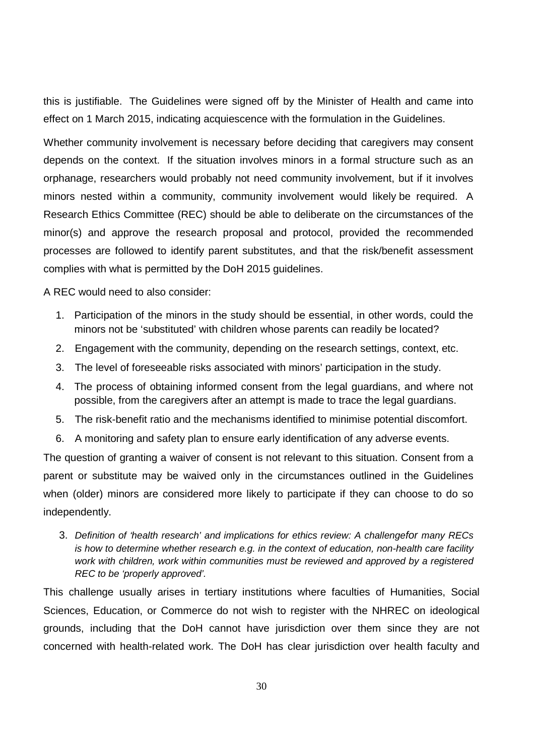this is justifiable. The Guidelines were signed off by the Minister of Health and came into effect on 1 March 2015, indicating acquiescence with the formulation in the Guidelines.

Whether community involvement is necessary before deciding that caregivers may consent depends on the context. If the situation involves minors in a formal structure such as an orphanage, researchers would probably not need community involvement, but if it involves minors nested within a community, community involvement would likely be required. A Research Ethics Committee (REC) should be able to deliberate on the circumstances of the minor(s) and approve the research proposal and protocol, provided the recommended processes are followed to identify parent substitutes, and that the risk/benefit assessment complies with what is permitted by the DoH 2015 guidelines.

A REC would need to also consider:

1. Participation of the minors in the study should be essential, in other words, could the minors not be 'substituted' with children whose parents can readily be located?
2. Engagement with the community, depending on the research settings, context, etc.
3. The level of foreseeable risks associated with minors' participation in the study.
4. The process of obtaining informed consent from the legal guardians, and where not possible, from the caregivers after an attempt is made to trace the legal guardians.
5. The risk-benefit ratio and the mechanisms identified to minimise potential discomfort.
6. A monitoring and safety plan to ensure early identification of any adverse events.

The question of granting a waiver of consent is not relevant to this situation. Consent from a parent or substitute may be waived only in the circumstances outlined in the Guidelines when (older) minors are considered more likely to participate if they can choose to do so independently.

3. *Definition of 'health research' and implications for ethics review: A challenge for many RECs is how to determine whether research e.g. in the context of education, non-health care facility work with children, work within communities must be reviewed and approved by a registered REC to be 'properly approved'.*

This challenge usually arises in tertiary institutions where faculties of Humanities, Social Sciences, Education, or Commerce do not wish to register with the NHREC on ideological grounds, including that the DoH cannot have jurisdiction over them since they are not concerned with health-related work. The DoH has clear jurisdiction over health faculty and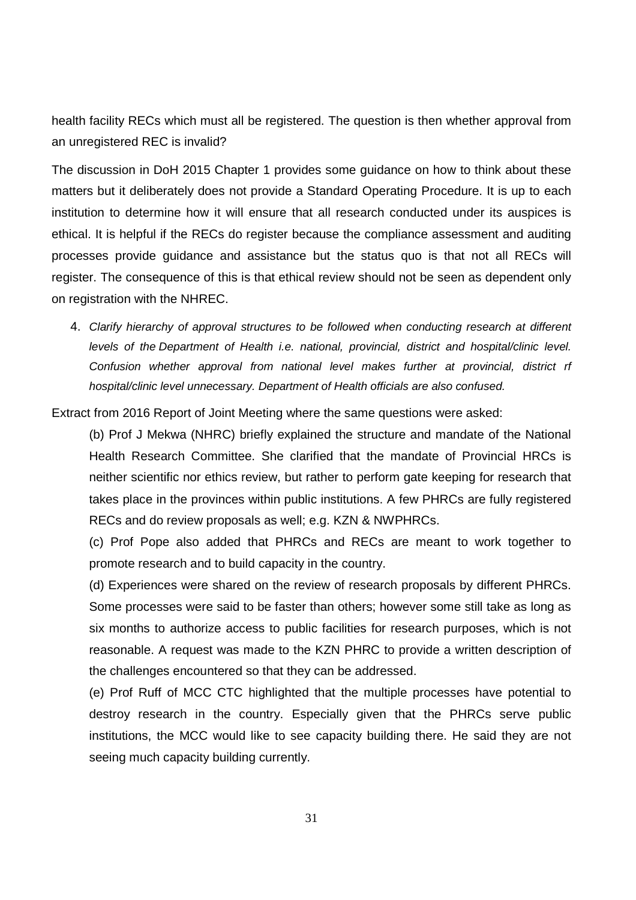health facility RECs which must all be registered. The question is then whether approval from an unregistered REC is invalid?

The discussion in DoH 2015 Chapter 1 provides some guidance on how to think about these matters but it deliberately does not provide a Standard Operating Procedure. It is up to each institution to determine how it will ensure that all research conducted under its auspices is ethical. It is helpful if the RECs do register because the compliance assessment and auditing processes provide guidance and assistance but the status quo is that not all RECs will register. The consequence of this is that ethical review should not be seen as dependent only on registration with the NHREC.

4. *Clarify hierarchy of approval structures to be followed when conducting research at different levels of the Department of Health i.e. national, provincial, district and hospital/clinic level. Confusion whether approval from national level makes further at provincial, district rf hospital/clinic level unnecessary. Department of Health officials are also confused.*

Extract from 2016 Report of Joint Meeting where the same questions were asked:

> (b) Prof J Mekwa (NHRC) briefly explained the structure and mandate of the National Health Research Committee. She clarified that the mandate of Provincial HRCs is neither scientific nor ethics review, but rather to perform gate keeping for research that takes place in the provinces within public institutions. A few PHRCs are fully registered RECs and do review proposals as well; e.g. KZN & NWPHRCs.
>
> (c) Prof Pope also added that PHRCs and RECs are meant to work together to promote research and to build capacity in the country.
>
> (d) Experiences were shared on the review of research proposals by different PHRCs. Some processes were said to be faster than others; however some still take as long as six months to authorize access to public facilities for research purposes, which is not reasonable. A request was made to the KZN PHRC to provide a written description of the challenges encountered so that they can be addressed.
>
> (e) Prof Ruff of MCC CTC highlighted that the multiple processes have potential to destroy research in the country. Especially given that the PHRCs serve public institutions, the MCC would like to see capacity building there. He said they are not seeing much capacity building currently.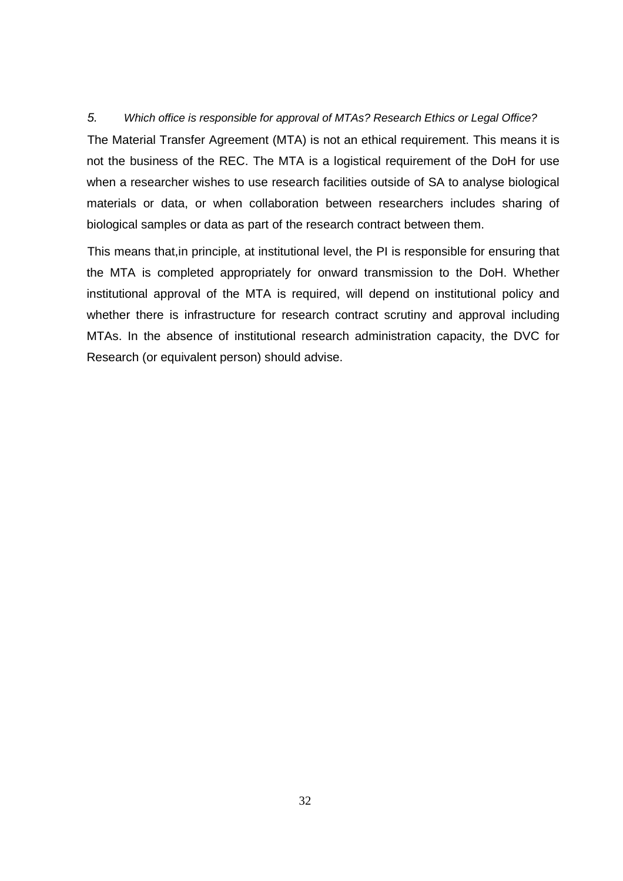*5. Which office is responsible for approval of MTAs? Research Ethics or Legal Office?*

The Material Transfer Agreement (MTA) is not an ethical requirement. This means it is not the business of the REC. The MTA is a logistical requirement of the DoH for use when a researcher wishes to use research facilities outside of SA to analyse biological materials or data, or when collaboration between researchers includes sharing of biological samples or data as part of the research contract between them.

This means that,in principle, at institutional level, the PI is responsible for ensuring that the MTA is completed appropriately for onward transmission to the DoH. Whether institutional approval of the MTA is required, will depend on institutional policy and whether there is infrastructure for research contract scrutiny and approval including MTAs. In the absence of institutional research administration capacity, the DVC for Research (or equivalent person) should advise.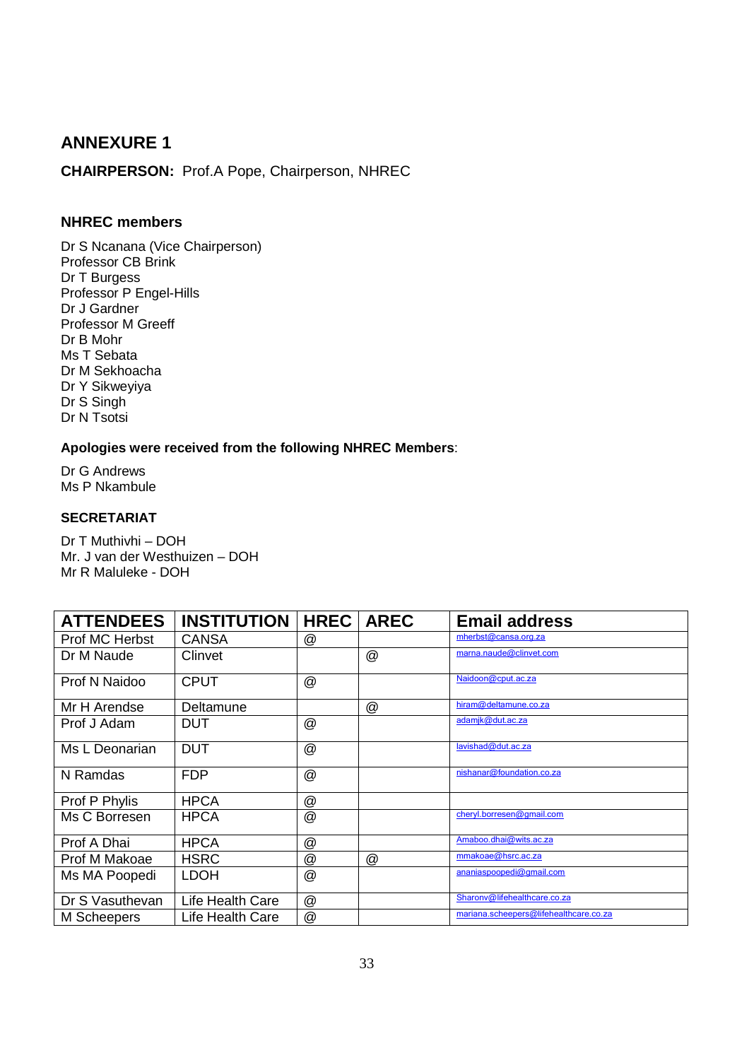# ANNEXURE 1

**CHAIRPERSON:** Prof.A Pope, Chairperson, NHREC

### NHREC members

Dr S Ncanana (Vice Chairperson)
Professor CB Brink
Dr T Burgess
Professor P Engel-Hills
Dr J Gardner
Professor M Greeff
Dr B Mohr
Ms T Sebata
Dr M Sekhoacha
Dr Y Sikweyiya
Dr S Singh
Dr N Tsotsi

**Apologies were received from the following NHREC Members**:

Dr G Andrews
Ms P Nkambule

### SECRETARIAT

Dr T Muthivhi – DOH
Mr. J van der Westhuizen – DOH
Mr R Maluleke - DOH

| ATTENDEES | INSTITUTION | HREC | AREC | Email address |
|---|---|---|---|---|
| Prof MC Herbst | CANSA | @ | | mherbst@cansa.org.za |
| Dr M Naude | Clinvet | | @ | marna.naude@clinvet.com |
| Prof N Naidoo | CPUT | @ | | Naidoon@cput.ac.za |
| Mr H Arendse | Deltamune | | @ | hiram@deltamune.co.za |
| Prof J Adam | DUT | @ | | adamjk@dut.ac.za |
| Ms L Deonarian | DUT | @ | | lavishad@dut.ac.za |
| N Ramdas | FDP | @ | | nishanar@foundation.co.za |
| Prof P Phylis | HPCA | @ | | |
| Ms C Borresen | HPCA | @ | | cheryl.borresen@gmail.com |
| Prof A Dhai | HPCA | @ | | Amaboo.dhai@wits.ac.za |
| Prof M Makoae | HSRC | @ | @ | mmakoae@hsrc.ac.za |
| Ms MA Poopedi | LDOH | @ | | ananiaspoopedi@gmail.com |
| Dr S Vasuthevan | Life Health Care | @ | | Sharonv@lifehealthcare.co.za |
| M Scheepers | Life Health Care | @ | | mariana.scheepers@lifehealthcare.co.za |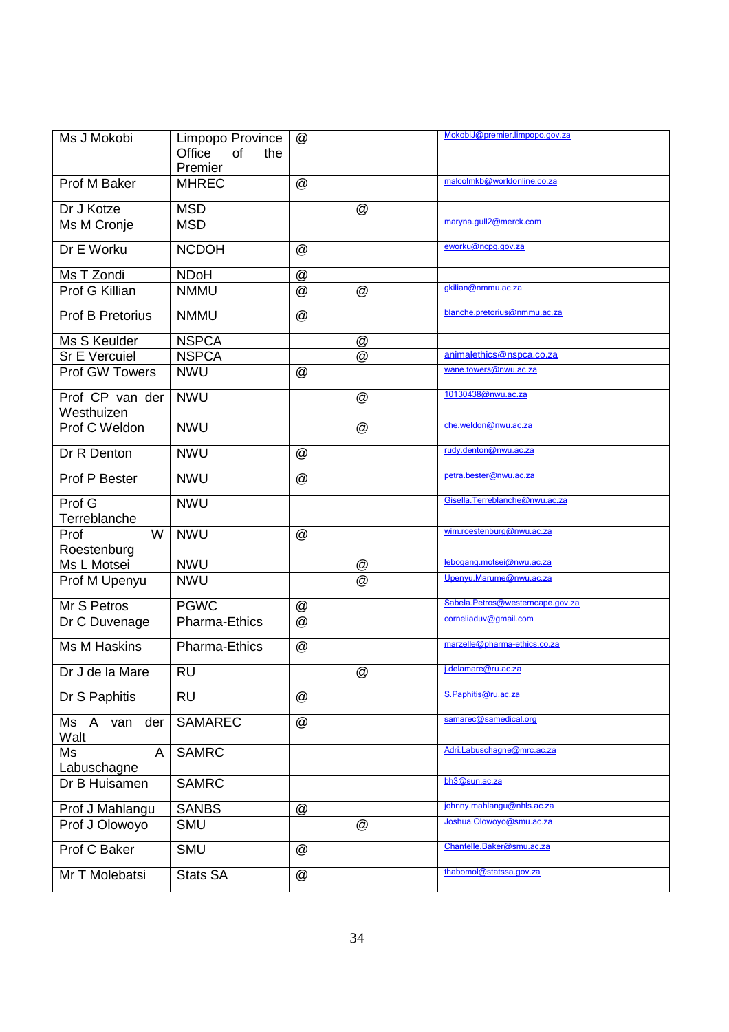| | | | | |
|---|---|---|---|---|
| Ms J Mokobi | Limpopo Province Office of the Premier | @ | | MokobiJ@premier.limpopo.gov.za |
| Prof M Baker | MHREC | @ | | malcolmkb@worldonline.co.za |
| Dr J Kotze | MSD | | @ | |
| Ms M Cronje | MSD | | | maryna.gull2@merck.com |
| Dr E Worku | NCDOH | @ | | eworku@ncpg.gov.za |
| Ms T Zondi | NDoH | @ | | |
| Prof G Killian | NMMU | @ | @ | gkilian@nmmu.ac.za |
| Prof B Pretorius | NMMU | @ | | blanche.pretorius@nmmu.ac.za |
| Ms S Keulder | NSPCA | | @ | |
| Sr E Vercuiel | NSPCA | | @ | animalethics@nspca.co.za |
| Prof GW Towers | NWU | @ | | wane.towers@nwu.ac.za |
| Prof CP van der Westhuizen | NWU | | @ | 10130438@nwu.ac.za |
| Prof C Weldon | NWU | | @ | che.weldon@nwu.ac.za |
| Dr R Denton | NWU | @ | | rudy.denton@nwu.ac.za |
| Prof P Bester | NWU | @ | | petra.bester@nwu.ac.za |
| Prof G Terreblanche | NWU | | | Gisella.Terreblanche@nwu.ac.za |
| Prof W Roestenburg | NWU | @ | | wim.roestenburg@nwu.ac.za |
| Ms L Motsei | NWU | | @ | lebogang.motsei@nwu.ac.za |
| Prof M Upenyu | NWU | | @ | Upenyu.Marume@nwu.ac.za |
| Mr S Petros | PGWC | @ | | Sabela.Petros@westerncape.gov.za |
| Dr C Duvenage | Pharma-Ethics | @ | | corneliaduv@gmail.com |
| Ms M Haskins | Pharma-Ethics | @ | | marzelle@pharma-ethics.co.za |
| Dr J de la Mare | RU | | @ | j.delamare@ru.ac.za |
| Dr S Paphitis | RU | @ | | S.Paphitis@ru.ac.za |
| Ms A van der Walt | SAMAREC | @ | | samarec@samedical.org |
| Ms A Labuschagne | SAMRC | | | Adri.Labuschagne@mrc.ac.za |
| Dr B Huisamen | SAMRC | | | bh3@sun.ac.za |
| Prof J Mahlangu | SANBS | @ | | johnny.mahlangu@nhls.ac.za |
| Prof J Olowoyo | SMU | | @ | Joshua.Olowoyo@smu.ac.za |
| Prof C Baker | SMU | @ | | Chantelle.Baker@smu.ac.za |
| Mr T Molebatsi | Stats SA | @ | | thabomol@statssa.gov.za |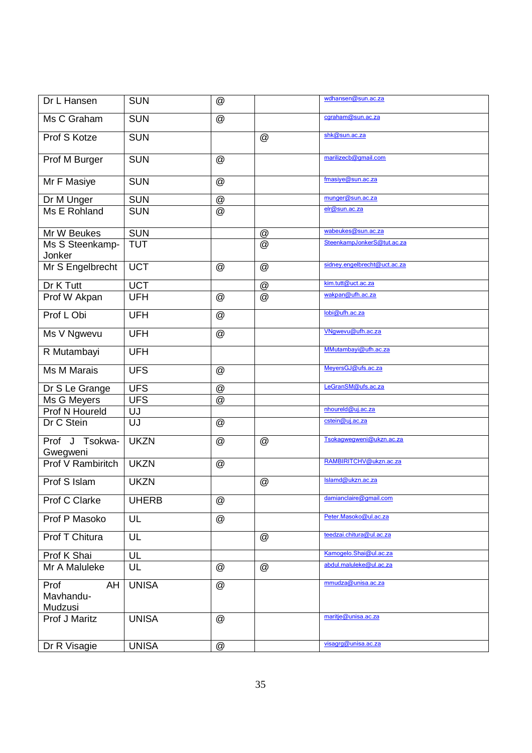| Dr L Hansen | SUN | @ | | wdhansen@sun.ac.za |
|---|---|---|---|---|
| Ms C Graham | SUN | @ | | cgraham@sun.ac.za |
| Prof S Kotze | SUN | | @ | shk@sun.ac.za |
| Prof M Burger | SUN | @ | | marilizecb@gmail.com |
| Mr F Masiye | SUN | @ | | fmasiye@sun.ac.za |
| Dr M Unger | SUN | @ | | munger@sun.ac.za |
| Ms E Rohland | SUN | @ | | elr@sun.ac.za |
| Mr W Beukes | SUN | | @ | wabeukes@sun.ac.za |
| Ms S Steenkamp-Jonker | TUT | | @ | SteenkampJonkerS@tut.ac.za |
| Mr S Engelbrecht | UCT | @ | @ | sidney.engelbrecht@uct.ac.za |
| Dr K Tutt | UCT | | @ | kim.tutt@uct.ac.za |
| Prof W Akpan | UFH | @ | @ | wakpan@ufh.ac.za |
| Prof L Obi | UFH | @ | | lobi@ufh.ac.za |
| Ms V Ngwevu | UFH | @ | | VNgwevu@ufh.ac.za |
| R Mutambayi | UFH | | | MMutambayi@ufh.ac.za |
| Ms M Marais | UFS | @ | | MeyersGJ@ufs.ac.za |
| Dr S Le Grange | UFS | @ | | LeGranSM@ufs.ac.za |
| Ms G Meyers | UFS | @ | | |
| Prof N Houreld | UJ | | | nhoureld@uj.ac.za |
| Dr C Stein | UJ | @ | | cstein@uj.ac.za |
| Prof J Tsokwa-Gwegweni | UKZN | @ | @ | Tsokagwegweni@ukzn.ac.za |
| Prof V Rambiritch | UKZN | @ | | RAMBIRITCHV@ukzn.ac.za |
| Prof S Islam | UKZN | | @ | Islamd@ukzn.ac.za |
| Prof C Clarke | UHERB | @ | | damianclaire@gmail.com |
| Prof P Masoko | UL | @ | | Peter.Masoko@ul.ac.za |
| Prof T Chitura | UL | | @ | teedzai.chitura@ul.ac.za |
| Prof K Shai | UL | | | Kamogelo.Shai@ul.ac.za |
| Mr A Maluleke | UL | @ | @ | abdul.maluleke@ul.ac.za |
| Prof AH Mavhandu-Mudzusi | UNISA | @ | | mmudza@unisa.ac.za |
| Prof J Maritz | UNISA | @ | | maritje@unisa.ac.za |
| Dr R Visagie | UNISA | @ | | visagrg@unisa.ac.za |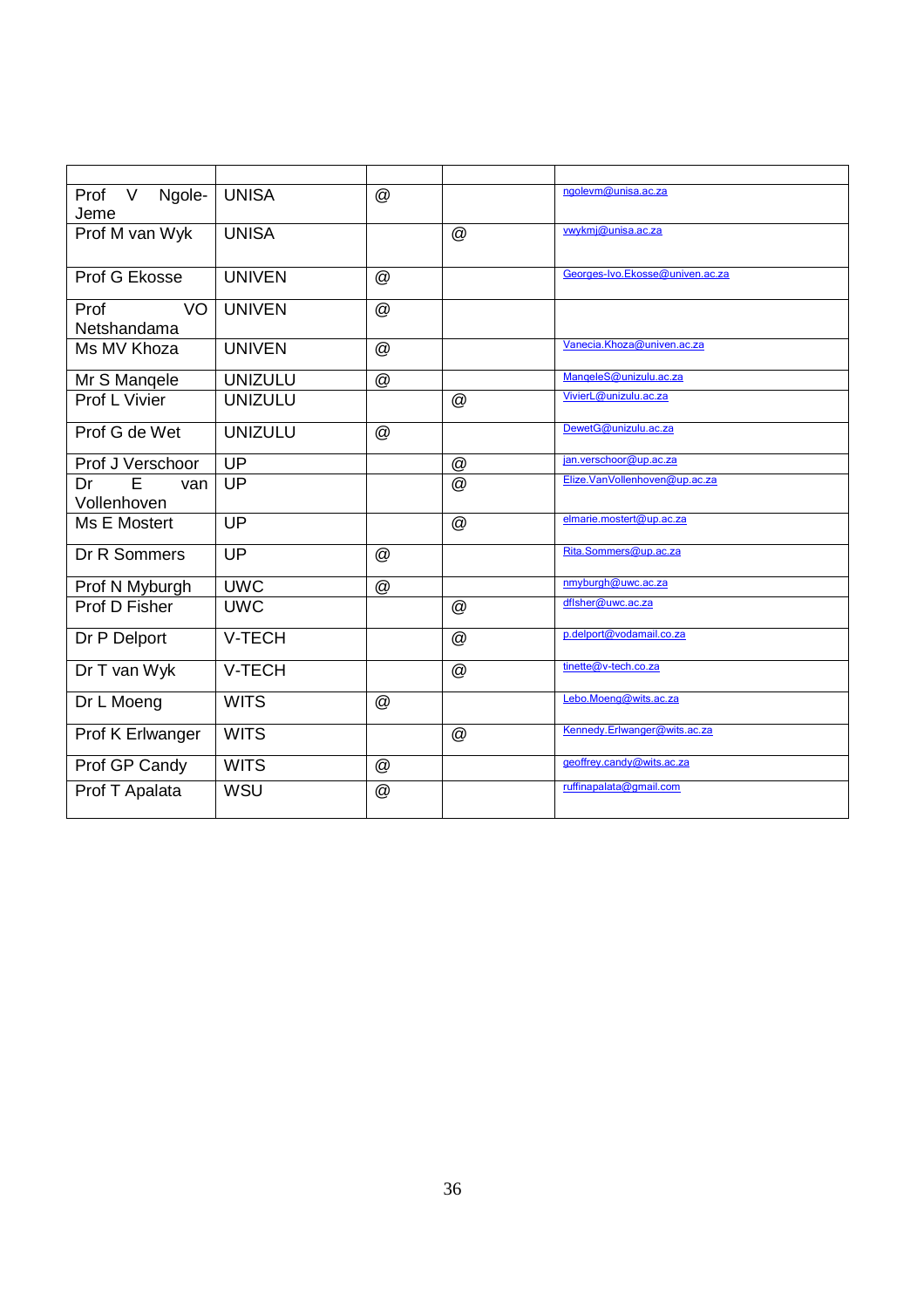| | | | | |
|---|---|---|---|---|
| Prof V Ngole-Jeme | UNISA | @ | | ngolevm@unisa.ac.za |
| Prof M van Wyk | UNISA | | @ | vwykmj@unisa.ac.za |
| Prof G Ekosse | UNIVEN | @ | | Georges-Ivo.Ekosse@univen.ac.za |
| Prof VO Netshandama | UNIVEN | @ | | |
| Ms MV Khoza | UNIVEN | @ | | Vanecia.Khoza@univen.ac.za |
| Mr S Mangele | UNIZULU | @ | | MangeleS@unizulu.ac.za |
| Prof L Vivier | UNIZULU | | @ | VivierL@unizulu.ac.za |
| Prof G de Wet | UNIZULU | @ | | DewetG@unizulu.ac.za |
| Prof J Verschoor | UP | | @ | jan.verschoor@up.ac.za |
| Dr E van Vollenhoven | UP | | @ | Elize.VanVollenhoven@up.ac.za |
| Ms E Mostert | UP | | @ | elmarie.mostert@up.ac.za |
| Dr R Sommers | UP | @ | | Rita.Sommers@up.ac.za |
| Prof N Myburgh | UWC | @ | | nmyburgh@uwc.ac.za |
| Prof D Fisher | UWC | | @ | dflsher@uwc.ac.za |
| Dr P Delport | V-TECH | | @ | p.delport@vodamail.co.za |
| Dr T van Wyk | V-TECH | | @ | tinette@v-tech.co.za |
| Dr L Moeng | WITS | @ | | Lebo.Moeng@wits.ac.za |
| Prof K Erlwanger | WITS | | @ | Kennedy.Erlwanger@wits.ac.za |
| Prof GP Candy | WITS | @ | | geoffrey.candy@wits.ac.za |
| Prof T Apalata | WSU | @ | | ruffinapalata@gmail.com |